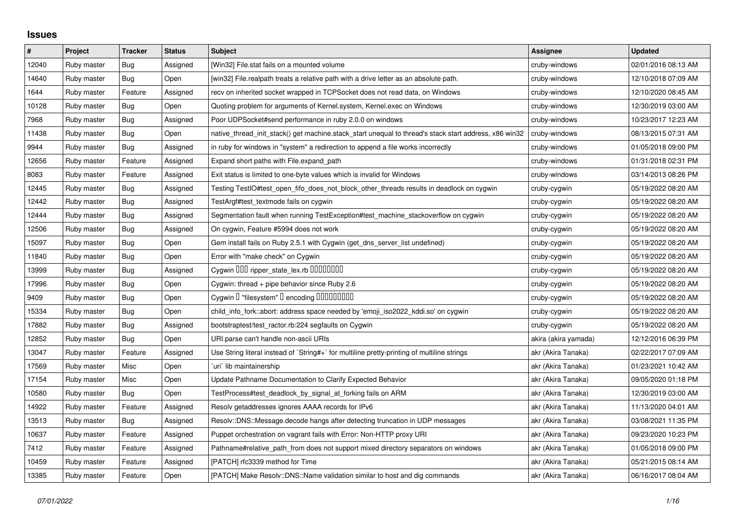## Issues

| # | Project | Tracker | Status | Subject | Assignee | Updated |
|---|---|---|---|---|---|---|
| 12040 | Ruby master | Bug | Assigned | [Win32] File.stat fails on a mounted volume | cruby-windows | 02/01/2016 08:13 AM |
| 14640 | Ruby master | Bug | Open | [win32] File.realpath treats a relative path with a drive letter as an absolute path. | cruby-windows | 12/10/2018 07:09 AM |
| 1644 | Ruby master | Feature | Assigned | recv on inherited socket wrapped in TCPSocket does not read data, on Windows | cruby-windows | 12/10/2020 08:45 AM |
| 10128 | Ruby master | Bug | Open | Quoting problem for arguments of Kernel.system, Kernel.exec on Windows | cruby-windows | 12/30/2019 03:00 AM |
| 7968 | Ruby master | Bug | Assigned | Poor UDPSocket#send performance in ruby 2.0.0 on windows | cruby-windows | 10/23/2017 12:23 AM |
| 11438 | Ruby master | Bug | Open | native_thread_init_stack() get machine.stack_start unequal to thread's stack start address, x86 win32 | cruby-windows | 08/13/2015 07:31 AM |
| 9944 | Ruby master | Bug | Assigned | in ruby for windows in "system" a redirection to append a file works incorrectly | cruby-windows | 01/05/2018 09:00 PM |
| 12656 | Ruby master | Feature | Assigned | Expand short paths with File.expand_path | cruby-windows | 01/31/2018 02:31 PM |
| 8083 | Ruby master | Feature | Assigned | Exit status is limited to one-byte values which is invalid for Windows | cruby-windows | 03/14/2013 08:26 PM |
| 12445 | Ruby master | Bug | Assigned | Testing TestIO#test_open_fifo_does_not_block_other_threads results in deadlock on cygwin | cruby-cygwin | 05/19/2022 08:20 AM |
| 12442 | Ruby master | Bug | Assigned | TestArgf#test_textmode fails on cygwin | cruby-cygwin | 05/19/2022 08:20 AM |
| 12444 | Ruby master | Bug | Assigned | Segmentation fault when running TestException#test_machine_stackoverflow on cygwin | cruby-cygwin | 05/19/2022 08:20 AM |
| 12506 | Ruby master | Bug | Assigned | On cygwin, Feature #5994 does not work | cruby-cygwin | 05/19/2022 08:20 AM |
| 15097 | Ruby master | Bug | Open | Gem install fails on Ruby 2.5.1 with Cygwin (get_dns_server_list undefined) | cruby-cygwin | 05/19/2022 08:20 AM |
| 11840 | Ruby master | Bug | Open | Error with "make check" on Cygwin | cruby-cygwin | 05/19/2022 08:20 AM |
| 13999 | Ruby master | Bug | Assigned | Cygwin □□□ ripper_state_lex.rb □□□□□□□□ | cruby-cygwin | 05/19/2022 08:20 AM |
| 17996 | Ruby master | Bug | Open | Cygwin: thread + pipe behavior since Ruby 2.6 | cruby-cygwin | 05/19/2022 08:20 AM |
| 9409 | Ruby master | Bug | Open | Cygwin □ "filesystem" □ encoding □□□□□□□□□ | cruby-cygwin | 05/19/2022 08:20 AM |
| 15334 | Ruby master | Bug | Open | child_info_fork::abort: address space needed by 'emoji_iso2022_kddi.so' on cygwin | cruby-cygwin | 05/19/2022 08:20 AM |
| 17882 | Ruby master | Bug | Assigned | bootstraptest/test_ractor.rb:224 segfaults on Cygwin | cruby-cygwin | 05/19/2022 08:20 AM |
| 12852 | Ruby master | Bug | Open | URI.parse can't handle non-ascii URIs | akira (akira yamada) | 12/12/2016 06:39 PM |
| 13047 | Ruby master | Feature | Assigned | Use String literal instead of `String#+` for multiline pretty-printing of multiline strings | akr (Akira Tanaka) | 02/22/2017 07:09 AM |
| 17569 | Ruby master | Misc | Open | `uri` lib maintainership | akr (Akira Tanaka) | 01/23/2021 10:42 AM |
| 17154 | Ruby master | Misc | Open | Update Pathname Documentation to Clarify Expected Behavior | akr (Akira Tanaka) | 09/05/2020 01:18 PM |
| 10580 | Ruby master | Bug | Open | TestProcess#test_deadlock_by_signal_at_forking fails on ARM | akr (Akira Tanaka) | 12/30/2019 03:00 AM |
| 14922 | Ruby master | Feature | Assigned | Resolv getaddresses ignores AAAA records for IPv6 | akr (Akira Tanaka) | 11/13/2020 04:01 AM |
| 13513 | Ruby master | Bug | Assigned | Resolv::DNS::Message.decode hangs after detecting truncation in UDP messages | akr (Akira Tanaka) | 03/08/2021 11:35 PM |
| 10637 | Ruby master | Feature | Assigned | Puppet orchestration on vagrant fails with Error: Non-HTTP proxy URI | akr (Akira Tanaka) | 09/23/2020 10:23 PM |
| 7412 | Ruby master | Feature | Assigned | Pathname#relative_path_from does not support mixed directory separators on windows | akr (Akira Tanaka) | 01/05/2018 09:00 PM |
| 10459 | Ruby master | Feature | Assigned | [PATCH] rfc3339 method for Time | akr (Akira Tanaka) | 05/21/2015 08:14 AM |
| 13385 | Ruby master | Feature | Open | [PATCH] Make Resolv::DNS::Name validation similar to host and dig commands | akr (Akira Tanaka) | 06/16/2017 08:04 AM |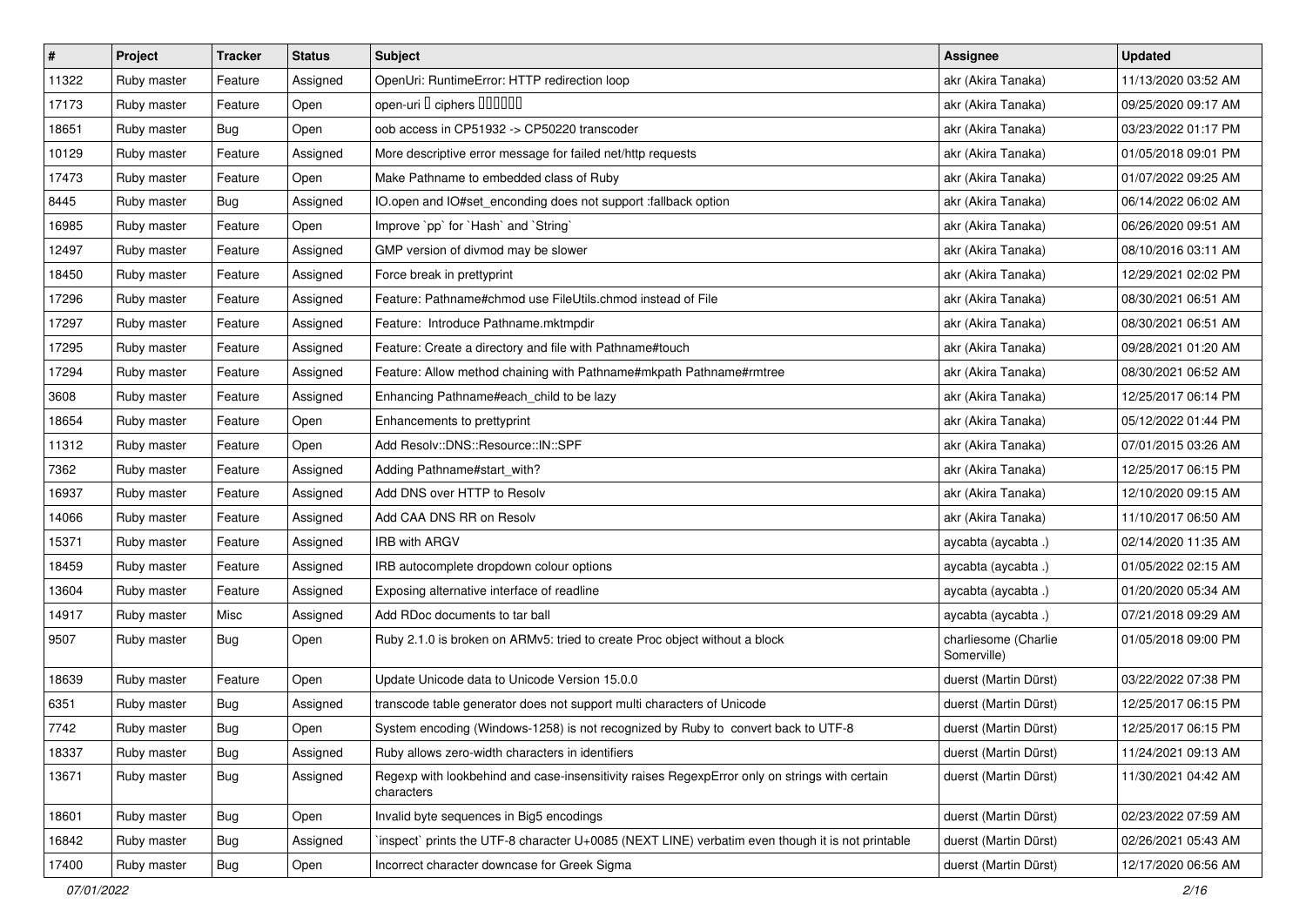| # | Project | Tracker | Status | Subject | Assignee | Updated |
|---|---|---|---|---|---|---|
| 11322 | Ruby master | Feature | Assigned | OpenUri: RuntimeError: HTTP redirection loop | akr (Akira Tanaka) | 11/13/2020 03:52 AM |
| 17173 | Ruby master | Feature | Open | open-uri � ciphers ������ | akr (Akira Tanaka) | 09/25/2020 09:17 AM |
| 18651 | Ruby master | Bug | Open | oob access in CP51932 -> CP50220 transcoder | akr (Akira Tanaka) | 03/23/2022 01:17 PM |
| 10129 | Ruby master | Feature | Assigned | More descriptive error message for failed net/http requests | akr (Akira Tanaka) | 01/05/2018 09:01 PM |
| 17473 | Ruby master | Feature | Open | Make Pathname to embedded class of Ruby | akr (Akira Tanaka) | 01/07/2022 09:25 AM |
| 8445 | Ruby master | Bug | Assigned | IO.open and IO#set_enconding does not support :fallback option | akr (Akira Tanaka) | 06/14/2022 06:02 AM |
| 16985 | Ruby master | Feature | Open | Improve `pp` for `Hash` and `String` | akr (Akira Tanaka) | 06/26/2020 09:51 AM |
| 12497 | Ruby master | Feature | Assigned | GMP version of divmod may be slower | akr (Akira Tanaka) | 08/10/2016 03:11 AM |
| 18450 | Ruby master | Feature | Assigned | Force break in prettyprint | akr (Akira Tanaka) | 12/29/2021 02:02 PM |
| 17296 | Ruby master | Feature | Assigned | Feature: Pathname#chmod use FileUtils.chmod instead of File | akr (Akira Tanaka) | 08/30/2021 06:51 AM |
| 17297 | Ruby master | Feature | Assigned | Feature:  Introduce Pathname.mktmpdir | akr (Akira Tanaka) | 08/30/2021 06:51 AM |
| 17295 | Ruby master | Feature | Assigned | Feature: Create a directory and file with Pathname#touch | akr (Akira Tanaka) | 09/28/2021 01:20 AM |
| 17294 | Ruby master | Feature | Assigned | Feature: Allow method chaining with Pathname#mkpath Pathname#rmtree | akr (Akira Tanaka) | 08/30/2021 06:52 AM |
| 3608 | Ruby master | Feature | Assigned | Enhancing Pathname#each_child to be lazy | akr (Akira Tanaka) | 12/25/2017 06:14 PM |
| 18654 | Ruby master | Feature | Open | Enhancements to prettyprint | akr (Akira Tanaka) | 05/12/2022 01:44 PM |
| 11312 | Ruby master | Feature | Open | Add Resolv::DNS::Resource::IN::SPF | akr (Akira Tanaka) | 07/01/2015 03:26 AM |
| 7362 | Ruby master | Feature | Assigned | Adding Pathname#start_with? | akr (Akira Tanaka) | 12/25/2017 06:15 PM |
| 16937 | Ruby master | Feature | Assigned | Add DNS over HTTP to Resolv | akr (Akira Tanaka) | 12/10/2020 09:15 AM |
| 14066 | Ruby master | Feature | Assigned | Add CAA DNS RR on Resolv | akr (Akira Tanaka) | 11/10/2017 06:50 AM |
| 15371 | Ruby master | Feature | Assigned | IRB with ARGV | aycabta (aycabta .) | 02/14/2020 11:35 AM |
| 18459 | Ruby master | Feature | Assigned | IRB autocomplete dropdown colour options | aycabta (aycabta .) | 01/05/2022 02:15 AM |
| 13604 | Ruby master | Feature | Assigned | Exposing alternative interface of readline | aycabta (aycabta .) | 01/20/2020 05:34 AM |
| 14917 | Ruby master | Misc | Assigned | Add RDoc documents to tar ball | aycabta (aycabta .) | 07/21/2018 09:29 AM |
| 9507 | Ruby master | Bug | Open | Ruby 2.1.0 is broken on ARMv5: tried to create Proc object without a block | charliesome (Charlie Somerville) | 01/05/2018 09:00 PM |
| 18639 | Ruby master | Feature | Open | Update Unicode data to Unicode Version 15.0.0 | duerst (Martin Dürst) | 03/22/2022 07:38 PM |
| 6351 | Ruby master | Bug | Assigned | transcode table generator does not support multi characters of Unicode | duerst (Martin Dürst) | 12/25/2017 06:15 PM |
| 7742 | Ruby master | Bug | Open | System encoding (Windows-1258) is not recognized by Ruby to  convert back to UTF-8 | duerst (Martin Dürst) | 12/25/2017 06:15 PM |
| 18337 | Ruby master | Bug | Assigned | Ruby allows zero-width characters in identifiers | duerst (Martin Dürst) | 11/24/2021 09:13 AM |
| 13671 | Ruby master | Bug | Assigned | Regexp with lookbehind and case-insensitivity raises RegexpError only on strings with certain characters | duerst (Martin Dürst) | 11/30/2021 04:42 AM |
| 18601 | Ruby master | Bug | Open | Invalid byte sequences in Big5 encodings | duerst (Martin Dürst) | 02/23/2022 07:59 AM |
| 16842 | Ruby master | Bug | Assigned | `inspect` prints the UTF-8 character U+0085 (NEXT LINE) verbatim even though it is not printable | duerst (Martin Dürst) | 02/26/2021 05:43 AM |
| 17400 | Ruby master | Bug | Open | Incorrect character downcase for Greek Sigma | duerst (Martin Dürst) | 12/17/2020 06:56 AM |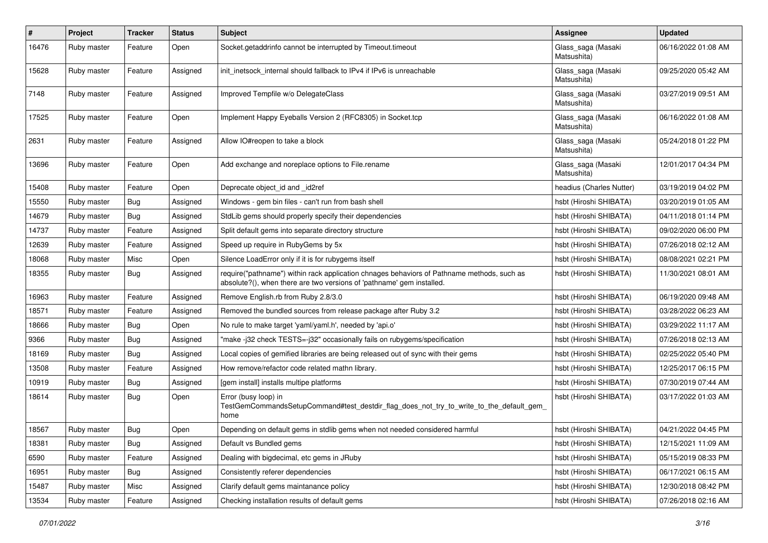| # | Project | Tracker | Status | Subject | Assignee | Updated |
|---|---|---|---|---|---|---|
| 16476 | Ruby master | Feature | Open | Socket.getaddrinfo cannot be interrupted by Timeout.timeout | Glass_saga (Masaki Matsushita) | 06/16/2022 01:08 AM |
| 15628 | Ruby master | Feature | Assigned | init_inetsock_internal should fallback to IPv4 if IPv6 is unreachable | Glass_saga (Masaki Matsushita) | 09/25/2020 05:42 AM |
| 7148 | Ruby master | Feature | Assigned | Improved Tempfile w/o DelegateClass | Glass_saga (Masaki Matsushita) | 03/27/2019 09:51 AM |
| 17525 | Ruby master | Feature | Open | Implement Happy Eyeballs Version 2 (RFC8305) in Socket.tcp | Glass_saga (Masaki Matsushita) | 06/16/2022 01:08 AM |
| 2631 | Ruby master | Feature | Assigned | Allow IO#reopen to take a block | Glass_saga (Masaki Matsushita) | 05/24/2018 01:22 PM |
| 13696 | Ruby master | Feature | Open | Add exchange and noreplace options to File.rename | Glass_saga (Masaki Matsushita) | 12/01/2017 04:34 PM |
| 15408 | Ruby master | Feature | Open | Deprecate object_id and _id2ref | headius (Charles Nutter) | 03/19/2019 04:02 PM |
| 15550 | Ruby master | Bug | Assigned | Windows - gem bin files - can't run from bash shell | hsbt (Hiroshi SHIBATA) | 03/20/2019 01:05 AM |
| 14679 | Ruby master | Bug | Assigned | StdLib gems should properly specify their dependencies | hsbt (Hiroshi SHIBATA) | 04/11/2018 01:14 PM |
| 14737 | Ruby master | Feature | Assigned | Split default gems into separate directory structure | hsbt (Hiroshi SHIBATA) | 09/02/2020 06:00 PM |
| 12639 | Ruby master | Feature | Assigned | Speed up require in RubyGems by 5x | hsbt (Hiroshi SHIBATA) | 07/26/2018 02:12 AM |
| 18068 | Ruby master | Misc | Open | Silence LoadError only if it is for rubygems itself | hsbt (Hiroshi SHIBATA) | 08/08/2021 02:21 PM |
| 18355 | Ruby master | Bug | Assigned | require("pathname") within rack application chnages behaviors of Pathname methods, such as absolute?(), when there are two versions of 'pathname' gem installed. | hsbt (Hiroshi SHIBATA) | 11/30/2021 08:01 AM |
| 16963 | Ruby master | Feature | Assigned | Remove English.rb from Ruby 2.8/3.0 | hsbt (Hiroshi SHIBATA) | 06/19/2020 09:48 AM |
| 18571 | Ruby master | Feature | Assigned | Removed the bundled sources from release package after Ruby 3.2 | hsbt (Hiroshi SHIBATA) | 03/28/2022 06:23 AM |
| 18666 | Ruby master | Bug | Open | No rule to make target 'yaml/yaml.h', needed by 'api.o' | hsbt (Hiroshi SHIBATA) | 03/29/2022 11:17 AM |
| 9366 | Ruby master | Bug | Assigned | "make -j32 check TESTS=-j32" occasionally fails on rubygems/specification | hsbt (Hiroshi SHIBATA) | 07/26/2018 02:13 AM |
| 18169 | Ruby master | Bug | Assigned | Local copies of gemified libraries are being released out of sync with their gems | hsbt (Hiroshi SHIBATA) | 02/25/2022 05:40 PM |
| 13508 | Ruby master | Feature | Assigned | How remove/refactor code related mathn library. | hsbt (Hiroshi SHIBATA) | 12/25/2017 06:15 PM |
| 10919 | Ruby master | Bug | Assigned | [gem install] installs multipe platforms | hsbt (Hiroshi SHIBATA) | 07/30/2019 07:44 AM |
| 18614 | Ruby master | Bug | Open | Error (busy loop) in TestGemCommandsSetupCommand#test_destdir_flag_does_not_try_to_write_to_the_default_gem_home | hsbt (Hiroshi SHIBATA) | 03/17/2022 01:03 AM |
| 18567 | Ruby master | Bug | Open | Depending on default gems in stdlib gems when not needed considered harmful | hsbt (Hiroshi SHIBATA) | 04/21/2022 04:45 PM |
| 18381 | Ruby master | Bug | Assigned | Default vs Bundled gems | hsbt (Hiroshi SHIBATA) | 12/15/2021 11:09 AM |
| 6590 | Ruby master | Feature | Assigned | Dealing with bigdecimal, etc gems in JRuby | hsbt (Hiroshi SHIBATA) | 05/15/2019 08:33 PM |
| 16951 | Ruby master | Bug | Assigned | Consistently referer dependencies | hsbt (Hiroshi SHIBATA) | 06/17/2021 06:15 AM |
| 15487 | Ruby master | Misc | Assigned | Clarify default gems maintanance policy | hsbt (Hiroshi SHIBATA) | 12/30/2018 08:42 PM |
| 13534 | Ruby master | Feature | Assigned | Checking installation results of default gems | hsbt (Hiroshi SHIBATA) | 07/26/2018 02:16 AM |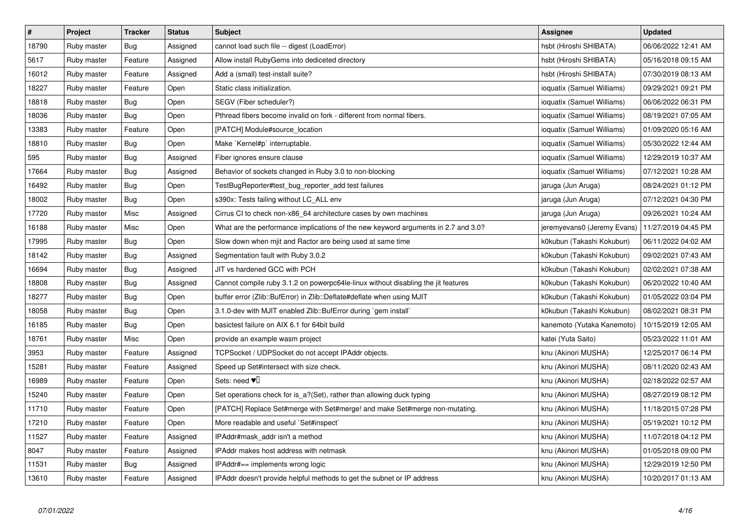| # | Project | Tracker | Status | Subject | Assignee | Updated |
|---|---|---|---|---|---|---|
| 18790 | Ruby master | Bug | Assigned | cannot load such file -- digest (LoadError) | hsbt (Hiroshi SHIBATA) | 06/06/2022 12:41 AM |
| 5617 | Ruby master | Feature | Assigned | Allow install RubyGems into dediceted directory | hsbt (Hiroshi SHIBATA) | 05/16/2018 09:15 AM |
| 16012 | Ruby master | Feature | Assigned | Add a (small) test-install suite? | hsbt (Hiroshi SHIBATA) | 07/30/2019 08:13 AM |
| 18227 | Ruby master | Feature | Open | Static class initialization. | ioquatix (Samuel Williams) | 09/29/2021 09:21 PM |
| 18818 | Ruby master | Bug | Open | SEGV (Fiber scheduler?) | ioquatix (Samuel Williams) | 06/06/2022 06:31 PM |
| 18036 | Ruby master | Bug | Open | Pthread fibers become invalid on fork - different from normal fibers. | ioquatix (Samuel Williams) | 08/19/2021 07:05 AM |
| 13383 | Ruby master | Feature | Open | [PATCH] Module#source_location | ioquatix (Samuel Williams) | 01/09/2020 05:16 AM |
| 18810 | Ruby master | Bug | Open | Make `Kernel#p` interruptable. | ioquatix (Samuel Williams) | 05/30/2022 12:44 AM |
| 595 | Ruby master | Bug | Assigned | Fiber ignores ensure clause | ioquatix (Samuel Williams) | 12/29/2019 10:37 AM |
| 17664 | Ruby master | Bug | Assigned | Behavior of sockets changed in Ruby 3.0 to non-blocking | ioquatix (Samuel Williams) | 07/12/2021 10:28 AM |
| 16492 | Ruby master | Bug | Open | TestBugReporter#test_bug_reporter_add test failures | jaruga (Jun Aruga) | 08/24/2021 01:12 PM |
| 18002 | Ruby master | Bug | Open | s390x: Tests failing without LC_ALL env | jaruga (Jun Aruga) | 07/12/2021 04:30 PM |
| 17720 | Ruby master | Misc | Assigned | Cirrus CI to check non-x86_64 architecture cases by own machines | jaruga (Jun Aruga) | 09/26/2021 10:24 AM |
| 16188 | Ruby master | Misc | Open | What are the performance implications of the new keyword arguments in 2.7 and 3.0? | jeremyevans0 (Jeremy Evans) | 11/27/2019 04:45 PM |
| 17995 | Ruby master | Bug | Open | Slow down when mjit and Ractor are being used at same time | k0kubun (Takashi Kokubun) | 06/11/2022 04:02 AM |
| 18142 | Ruby master | Bug | Assigned | Segmentation fault with Ruby 3.0.2 | k0kubun (Takashi Kokubun) | 09/02/2021 07:43 AM |
| 16694 | Ruby master | Bug | Assigned | JIT vs hardened GCC with PCH | k0kubun (Takashi Kokubun) | 02/02/2021 07:38 AM |
| 18808 | Ruby master | Bug | Assigned | Cannot compile ruby 3.1.2 on powerpc64le-linux without disabling the jit features | k0kubun (Takashi Kokubun) | 06/20/2022 10:40 AM |
| 18277 | Ruby master | Bug | Open | buffer error (Zlib::BufError) in Zlib::Deflate#deflate when using MJIT | k0kubun (Takashi Kokubun) | 01/05/2022 03:04 PM |
| 18058 | Ruby master | Bug | Open | 3.1.0-dev with MJIT enabled Zlib::BufError during `gem install` | k0kubun (Takashi Kokubun) | 08/02/2021 08:31 PM |
| 16185 | Ruby master | Bug | Open | basictest failure on AIX 6.1 for 64bit build | kanemoto (Yutaka Kanemoto) | 10/15/2019 12:05 AM |
| 18761 | Ruby master | Misc | Open | provide an example wasm project | katei (Yuta Saito) | 05/23/2022 11:01 AM |
| 3953 | Ruby master | Feature | Assigned | TCPSocket / UDPSocket do not accept IPAddr objects. | knu (Akinori MUSHA) | 12/25/2017 06:14 PM |
| 15281 | Ruby master | Feature | Assigned | Speed up Set#intersect with size check. | knu (Akinori MUSHA) | 08/11/2020 02:43 AM |
| 16989 | Ruby master | Feature | Open | Sets: need ♥️ | knu (Akinori MUSHA) | 02/18/2022 02:57 AM |
| 15240 | Ruby master | Feature | Open | Set operations check for is_a?(Set), rather than allowing duck typing | knu (Akinori MUSHA) | 08/27/2019 08:12 PM |
| 11710 | Ruby master | Feature | Open | [PATCH] Replace Set#merge with Set#merge! and make Set#merge non-mutating. | knu (Akinori MUSHA) | 11/18/2015 07:28 PM |
| 17210 | Ruby master | Feature | Open | More readable and useful `Set#inspect` | knu (Akinori MUSHA) | 05/19/2021 10:12 PM |
| 11527 | Ruby master | Feature | Assigned | IPAddr#mask_addr isn't a method | knu (Akinori MUSHA) | 11/07/2018 04:12 PM |
| 8047 | Ruby master | Feature | Assigned | IPAddr makes host address with netmask | knu (Akinori MUSHA) | 01/05/2018 09:00 PM |
| 11531 | Ruby master | Bug | Assigned | IPAddr#== implements wrong logic | knu (Akinori MUSHA) | 12/29/2019 12:50 PM |
| 13610 | Ruby master | Feature | Assigned | IPAddr doesn't provide helpful methods to get the subnet or IP address | knu (Akinori MUSHA) | 10/20/2017 01:13 AM |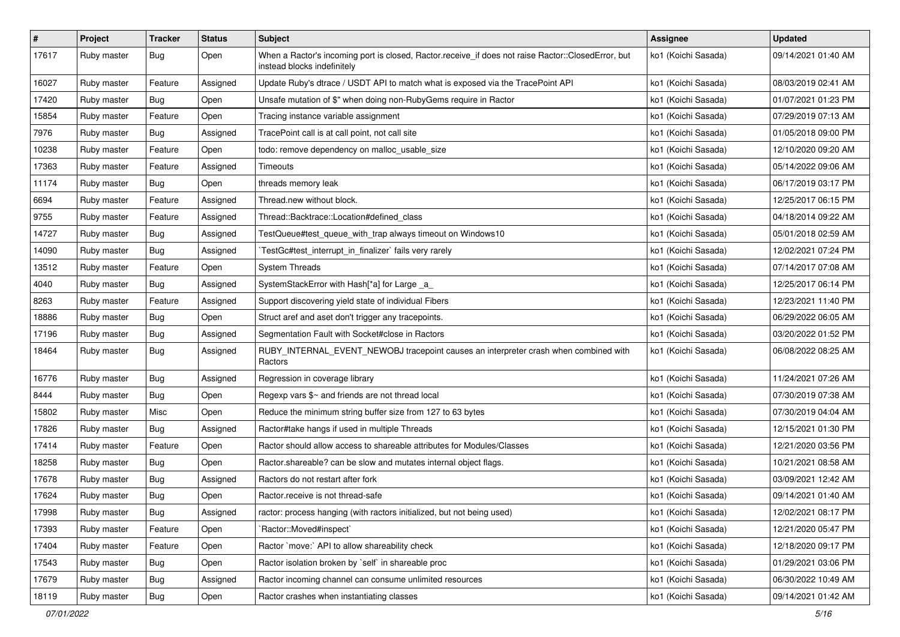| # | Project | Tracker | Status | Subject | Assignee | Updated |
|---|---|---|---|---|---|---|
| 17617 | Ruby master | Bug | Open | When a Ractor's incoming port is closed, Ractor.receive_if does not raise Ractor::ClosedError, but instead blocks indefinitely | ko1 (Koichi Sasada) | 09/14/2021 01:40 AM |
| 16027 | Ruby master | Feature | Assigned | Update Ruby's dtrace / USDT API to match what is exposed via the TracePoint API | ko1 (Koichi Sasada) | 08/03/2019 02:41 AM |
| 17420 | Ruby master | Bug | Open | Unsafe mutation of $" when doing non-RubyGems require in Ractor | ko1 (Koichi Sasada) | 01/07/2021 01:23 PM |
| 15854 | Ruby master | Feature | Open | Tracing instance variable assignment | ko1 (Koichi Sasada) | 07/29/2019 07:13 AM |
| 7976 | Ruby master | Bug | Assigned | TracePoint call is at call point, not call site | ko1 (Koichi Sasada) | 01/05/2018 09:00 PM |
| 10238 | Ruby master | Feature | Open | todo: remove dependency on malloc_usable_size | ko1 (Koichi Sasada) | 12/10/2020 09:20 AM |
| 17363 | Ruby master | Feature | Assigned | Timeouts | ko1 (Koichi Sasada) | 05/14/2022 09:06 AM |
| 11174 | Ruby master | Bug | Open | threads memory leak | ko1 (Koichi Sasada) | 06/17/2019 03:17 PM |
| 6694 | Ruby master | Feature | Assigned | Thread.new without block. | ko1 (Koichi Sasada) | 12/25/2017 06:15 PM |
| 9755 | Ruby master | Feature | Assigned | Thread::Backtrace::Location#defined_class | ko1 (Koichi Sasada) | 04/18/2014 09:22 AM |
| 14727 | Ruby master | Bug | Assigned | TestQueue#test_queue_with_trap always timeout on Windows10 | ko1 (Koichi Sasada) | 05/01/2018 02:59 AM |
| 14090 | Ruby master | Bug | Assigned | `TestGc#test_interrupt_in_finalizer` fails very rarely | ko1 (Koichi Sasada) | 12/02/2021 07:24 PM |
| 13512 | Ruby master | Feature | Open | System Threads | ko1 (Koichi Sasada) | 07/14/2017 07:08 AM |
| 4040 | Ruby master | Bug | Assigned | SystemStackError with Hash[*a] for Large _a_ | ko1 (Koichi Sasada) | 12/25/2017 06:14 PM |
| 8263 | Ruby master | Feature | Assigned | Support discovering yield state of individual Fibers | ko1 (Koichi Sasada) | 12/23/2021 11:40 PM |
| 18886 | Ruby master | Bug | Open | Struct aref and aset don't trigger any tracepoints. | ko1 (Koichi Sasada) | 06/29/2022 06:05 AM |
| 17196 | Ruby master | Bug | Assigned | Segmentation Fault with Socket#close in Ractors | ko1 (Koichi Sasada) | 03/20/2022 01:52 PM |
| 18464 | Ruby master | Bug | Assigned | RUBY_INTERNAL_EVENT_NEWOBJ tracepoint causes an interpreter crash when combined with Ractors | ko1 (Koichi Sasada) | 06/08/2022 08:25 AM |
| 16776 | Ruby master | Bug | Assigned | Regression in coverage library | ko1 (Koichi Sasada) | 11/24/2021 07:26 AM |
| 8444 | Ruby master | Bug | Open | Regexp vars $~ and friends are not thread local | ko1 (Koichi Sasada) | 07/30/2019 07:38 AM |
| 15802 | Ruby master | Misc | Open | Reduce the minimum string buffer size from 127 to 63 bytes | ko1 (Koichi Sasada) | 07/30/2019 04:04 AM |
| 17826 | Ruby master | Bug | Assigned | Ractor#take hangs if used in multiple Threads | ko1 (Koichi Sasada) | 12/15/2021 01:30 PM |
| 17414 | Ruby master | Feature | Open | Ractor should allow access to shareable attributes for Modules/Classes | ko1 (Koichi Sasada) | 12/21/2020 03:56 PM |
| 18258 | Ruby master | Bug | Open | Ractor.shareable? can be slow and mutates internal object flags. | ko1 (Koichi Sasada) | 10/21/2021 08:58 AM |
| 17678 | Ruby master | Bug | Assigned | Ractors do not restart after fork | ko1 (Koichi Sasada) | 03/09/2021 12:42 AM |
| 17624 | Ruby master | Bug | Open | Ractor.receive is not thread-safe | ko1 (Koichi Sasada) | 09/14/2021 01:40 AM |
| 17998 | Ruby master | Bug | Assigned | ractor: process hanging (with ractors initialized, but not being used) | ko1 (Koichi Sasada) | 12/02/2021 08:17 PM |
| 17393 | Ruby master | Feature | Open | `Ractor::Moved#inspect` | ko1 (Koichi Sasada) | 12/21/2020 05:47 PM |
| 17404 | Ruby master | Feature | Open | Ractor `move:` API to allow shareability check | ko1 (Koichi Sasada) | 12/18/2020 09:17 PM |
| 17543 | Ruby master | Bug | Open | Ractor isolation broken by `self` in shareable proc | ko1 (Koichi Sasada) | 01/29/2021 03:06 PM |
| 17679 | Ruby master | Bug | Assigned | Ractor incoming channel can consume unlimited resources | ko1 (Koichi Sasada) | 06/30/2022 10:49 AM |
| 18119 | Ruby master | Bug | Open | Ractor crashes when instantiating classes | ko1 (Koichi Sasada) | 09/14/2021 01:42 AM |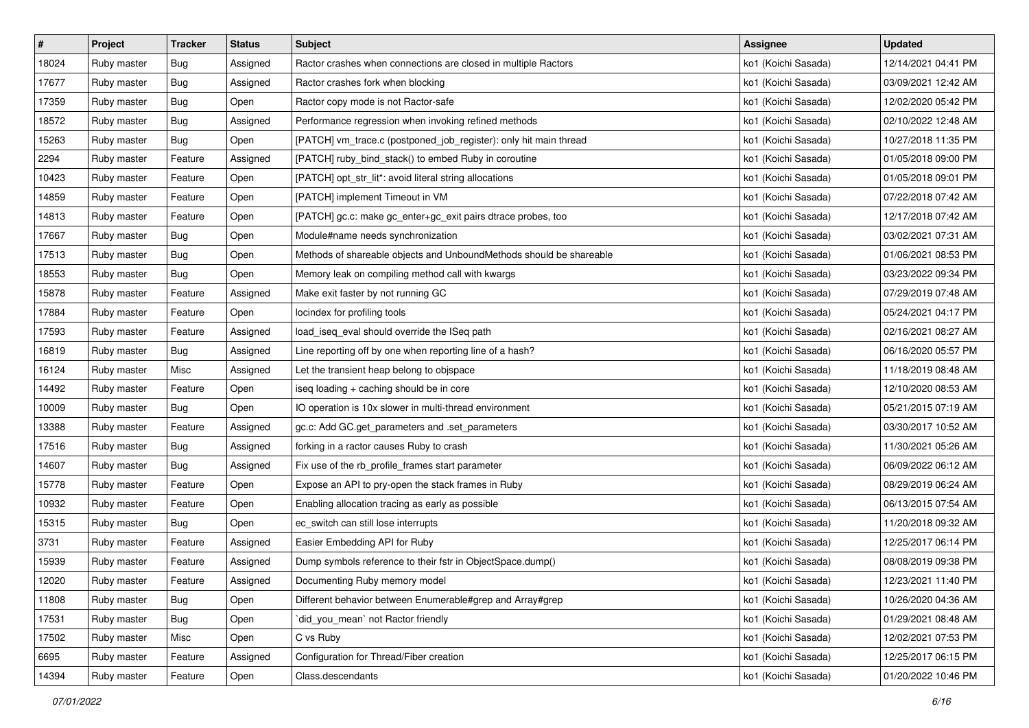| # | Project | Tracker | Status | Subject | Assignee | Updated |
|---|---|---|---|---|---|---|
| 18024 | Ruby master | Bug | Assigned | Ractor crashes when connections are closed in multiple Ractors | ko1 (Koichi Sasada) | 12/14/2021 04:41 PM |
| 17677 | Ruby master | Bug | Assigned | Ractor crashes fork when blocking | ko1 (Koichi Sasada) | 03/09/2021 12:42 AM |
| 17359 | Ruby master | Bug | Open | Ractor copy mode is not Ractor-safe | ko1 (Koichi Sasada) | 12/02/2020 05:42 PM |
| 18572 | Ruby master | Bug | Assigned | Performance regression when invoking refined methods | ko1 (Koichi Sasada) | 02/10/2022 12:48 AM |
| 15263 | Ruby master | Bug | Open | [PATCH] vm_trace.c (postponed_job_register): only hit main thread | ko1 (Koichi Sasada) | 10/27/2018 11:35 PM |
| 2294 | Ruby master | Feature | Assigned | [PATCH] ruby_bind_stack() to embed Ruby in coroutine | ko1 (Koichi Sasada) | 01/05/2018 09:00 PM |
| 10423 | Ruby master | Feature | Open | [PATCH] opt_str_lit*: avoid literal string allocations | ko1 (Koichi Sasada) | 01/05/2018 09:01 PM |
| 14859 | Ruby master | Feature | Open | [PATCH] implement Timeout in VM | ko1 (Koichi Sasada) | 07/22/2018 07:42 AM |
| 14813 | Ruby master | Feature | Open | [PATCH] gc.c: make gc_enter+gc_exit pairs dtrace probes, too | ko1 (Koichi Sasada) | 12/17/2018 07:42 AM |
| 17667 | Ruby master | Bug | Open | Module#name needs synchronization | ko1 (Koichi Sasada) | 03/02/2021 07:31 AM |
| 17513 | Ruby master | Bug | Open | Methods of shareable objects and UnboundMethods should be shareable | ko1 (Koichi Sasada) | 01/06/2021 08:53 PM |
| 18553 | Ruby master | Bug | Open | Memory leak on compiling method call with kwargs | ko1 (Koichi Sasada) | 03/23/2022 09:34 PM |
| 15878 | Ruby master | Feature | Assigned | Make exit faster by not running GC | ko1 (Koichi Sasada) | 07/29/2019 07:48 AM |
| 17884 | Ruby master | Feature | Open | locindex for profiling tools | ko1 (Koichi Sasada) | 05/24/2021 04:17 PM |
| 17593 | Ruby master | Feature | Assigned | load_iseq_eval should override the ISeq path | ko1 (Koichi Sasada) | 02/16/2021 08:27 AM |
| 16819 | Ruby master | Bug | Assigned | Line reporting off by one when reporting line of a hash? | ko1 (Koichi Sasada) | 06/16/2020 05:57 PM |
| 16124 | Ruby master | Misc | Assigned | Let the transient heap belong to objspace | ko1 (Koichi Sasada) | 11/18/2019 08:48 AM |
| 14492 | Ruby master | Feature | Open | iseq loading + caching should be in core | ko1 (Koichi Sasada) | 12/10/2020 08:53 AM |
| 10009 | Ruby master | Bug | Open | IO operation is 10x slower in multi-thread environment | ko1 (Koichi Sasada) | 05/21/2015 07:19 AM |
| 13388 | Ruby master | Feature | Assigned | gc.c: Add GC.get_parameters and .set_parameters | ko1 (Koichi Sasada) | 03/30/2017 10:52 AM |
| 17516 | Ruby master | Bug | Assigned | forking in a ractor causes Ruby to crash | ko1 (Koichi Sasada) | 11/30/2021 05:26 AM |
| 14607 | Ruby master | Bug | Assigned | Fix use of the rb_profile_frames start parameter | ko1 (Koichi Sasada) | 06/09/2022 06:12 AM |
| 15778 | Ruby master | Feature | Open | Expose an API to pry-open the stack frames in Ruby | ko1 (Koichi Sasada) | 08/29/2019 06:24 AM |
| 10932 | Ruby master | Feature | Open | Enabling allocation tracing as early as possible | ko1 (Koichi Sasada) | 06/13/2015 07:54 AM |
| 15315 | Ruby master | Bug | Open | ec_switch can still lose interrupts | ko1 (Koichi Sasada) | 11/20/2018 09:32 AM |
| 3731 | Ruby master | Feature | Assigned | Easier Embedding API for Ruby | ko1 (Koichi Sasada) | 12/25/2017 06:14 PM |
| 15939 | Ruby master | Feature | Assigned | Dump symbols reference to their fstr in ObjectSpace.dump() | ko1 (Koichi Sasada) | 08/08/2019 09:38 PM |
| 12020 | Ruby master | Feature | Assigned | Documenting Ruby memory model | ko1 (Koichi Sasada) | 12/23/2021 11:40 PM |
| 11808 | Ruby master | Bug | Open | Different behavior between Enumerable#grep and Array#grep | ko1 (Koichi Sasada) | 10/26/2020 04:36 AM |
| 17531 | Ruby master | Bug | Open | `did_you_mean` not Ractor friendly | ko1 (Koichi Sasada) | 01/29/2021 08:48 AM |
| 17502 | Ruby master | Misc | Open | C vs Ruby | ko1 (Koichi Sasada) | 12/02/2021 07:53 PM |
| 6695 | Ruby master | Feature | Assigned | Configuration for Thread/Fiber creation | ko1 (Koichi Sasada) | 12/25/2017 06:15 PM |
| 14394 | Ruby master | Feature | Open | Class.descendants | ko1 (Koichi Sasada) | 01/20/2022 10:46 PM |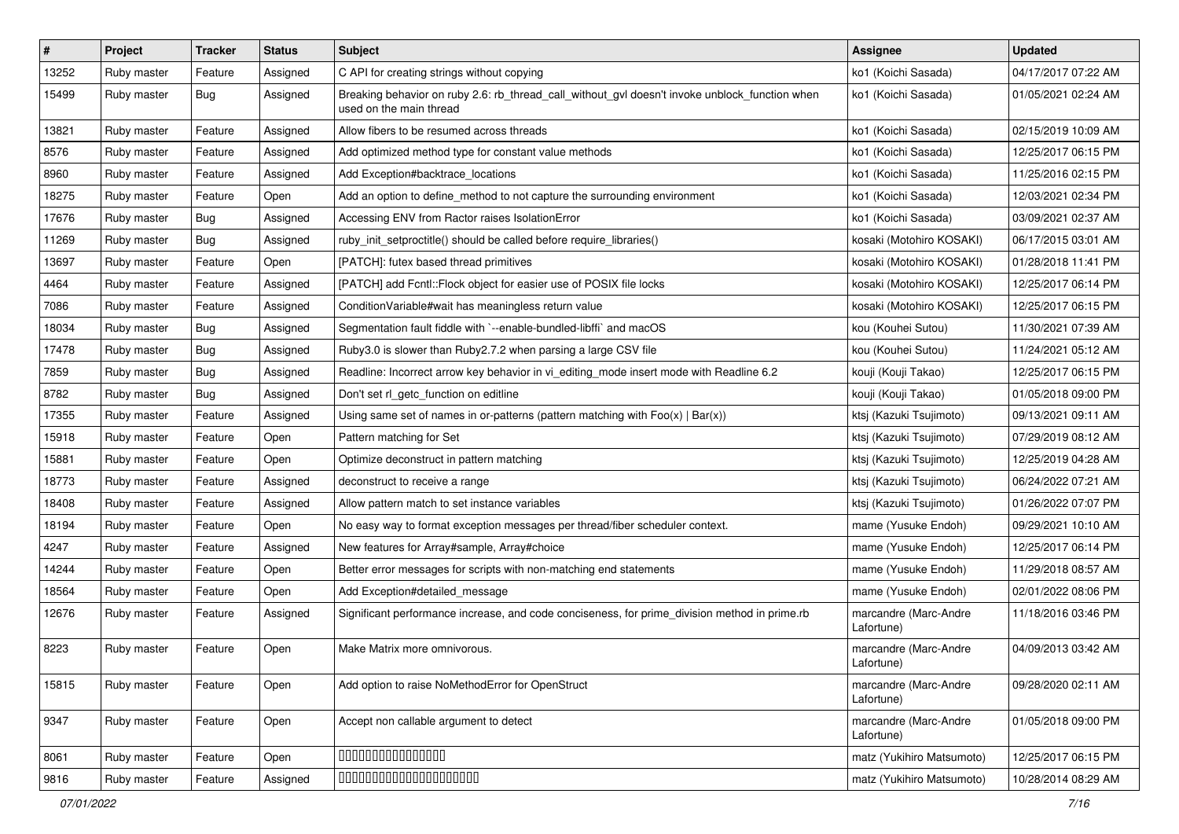| # | Project | Tracker | Status | Subject | Assignee | Updated |
|---|---|---|---|---|---|---|
| 13252 | Ruby master | Feature | Assigned | C API for creating strings without copying | ko1 (Koichi Sasada) | 04/17/2017 07:22 AM |
| 15499 | Ruby master | Bug | Assigned | Breaking behavior on ruby 2.6: rb_thread_call_without_gvl doesn't invoke unblock_function when used on the main thread | ko1 (Koichi Sasada) | 01/05/2021 02:24 AM |
| 13821 | Ruby master | Feature | Assigned | Allow fibers to be resumed across threads | ko1 (Koichi Sasada) | 02/15/2019 10:09 AM |
| 8576 | Ruby master | Feature | Assigned | Add optimized method type for constant value methods | ko1 (Koichi Sasada) | 12/25/2017 06:15 PM |
| 8960 | Ruby master | Feature | Assigned | Add Exception#backtrace_locations | ko1 (Koichi Sasada) | 11/25/2016 02:15 PM |
| 18275 | Ruby master | Feature | Open | Add an option to define_method to not capture the surrounding environment | ko1 (Koichi Sasada) | 12/03/2021 02:34 PM |
| 17676 | Ruby master | Bug | Assigned | Accessing ENV from Ractor raises IsolationError | ko1 (Koichi Sasada) | 03/09/2021 02:37 AM |
| 11269 | Ruby master | Bug | Assigned | ruby_init_setproctitle() should be called before require_libraries() | kosaki (Motohiro KOSAKI) | 06/17/2015 03:01 AM |
| 13697 | Ruby master | Feature | Open | [PATCH]: futex based thread primitives | kosaki (Motohiro KOSAKI) | 01/28/2018 11:41 PM |
| 4464 | Ruby master | Feature | Assigned | [PATCH] add Fcntl::Flock object for easier use of POSIX file locks | kosaki (Motohiro KOSAKI) | 12/25/2017 06:14 PM |
| 7086 | Ruby master | Feature | Assigned | ConditionVariable#wait has meaningless return value | kosaki (Motohiro KOSAKI) | 12/25/2017 06:15 PM |
| 18034 | Ruby master | Bug | Assigned | Segmentation fault fiddle with `--enable-bundled-libffi` and macOS | kou (Kouhei Sutou) | 11/30/2021 07:39 AM |
| 17478 | Ruby master | Bug | Assigned | Ruby3.0 is slower than Ruby2.7.2 when parsing a large CSV file | kou (Kouhei Sutou) | 11/24/2021 05:12 AM |
| 7859 | Ruby master | Bug | Assigned | Readline: Incorrect arrow key behavior in vi_editing_mode insert mode with Readline 6.2 | kouji (Kouji Takao) | 12/25/2017 06:15 PM |
| 8782 | Ruby master | Bug | Assigned | Don't set rl_getc_function on editline | kouji (Kouji Takao) | 01/05/2018 09:00 PM |
| 17355 | Ruby master | Feature | Assigned | Using same set of names in or-patterns (pattern matching with Foo(x) \| Bar(x)) | ktsj (Kazuki Tsujimoto) | 09/13/2021 09:11 AM |
| 15918 | Ruby master | Feature | Open | Pattern matching for Set | ktsj (Kazuki Tsujimoto) | 07/29/2019 08:12 AM |
| 15881 | Ruby master | Feature | Open | Optimize deconstruct in pattern matching | ktsj (Kazuki Tsujimoto) | 12/25/2019 04:28 AM |
| 18773 | Ruby master | Feature | Assigned | deconstruct to receive a range | ktsj (Kazuki Tsujimoto) | 06/24/2022 07:21 AM |
| 18408 | Ruby master | Feature | Assigned | Allow pattern match to set instance variables | ktsj (Kazuki Tsujimoto) | 01/26/2022 07:07 PM |
| 18194 | Ruby master | Feature | Open | No easy way to format exception messages per thread/fiber scheduler context. | mame (Yusuke Endoh) | 09/29/2021 10:10 AM |
| 4247 | Ruby master | Feature | Assigned | New features for Array#sample, Array#choice | mame (Yusuke Endoh) | 12/25/2017 06:14 PM |
| 14244 | Ruby master | Feature | Open | Better error messages for scripts with non-matching end statements | mame (Yusuke Endoh) | 11/29/2018 08:57 AM |
| 18564 | Ruby master | Feature | Open | Add Exception#detailed_message | mame (Yusuke Endoh) | 02/01/2022 08:06 PM |
| 12676 | Ruby master | Feature | Assigned | Significant performance increase, and code conciseness, for prime_division method in prime.rb | marcandre (Marc-Andre Lafortune) | 11/18/2016 03:46 PM |
| 8223 | Ruby master | Feature | Open | Make Matrix more omnivorous. | marcandre (Marc-Andre Lafortune) | 04/09/2013 03:42 AM |
| 15815 | Ruby master | Feature | Open | Add option to raise NoMethodError for OpenStruct | marcandre (Marc-Andre Lafortune) | 09/28/2020 02:11 AM |
| 9347 | Ruby master | Feature | Open | Accept non callable argument to detect | marcandre (Marc-Andre Lafortune) | 01/05/2018 09:00 PM |
| 8061 | Ruby master | Feature | Open | 0000000000000000 | matz (Yukihiro Matsumoto) | 12/25/2017 06:15 PM |
| 9816 | Ruby master | Feature | Assigned | 0000000000000000000000 | matz (Yukihiro Matsumoto) | 10/28/2014 08:29 AM |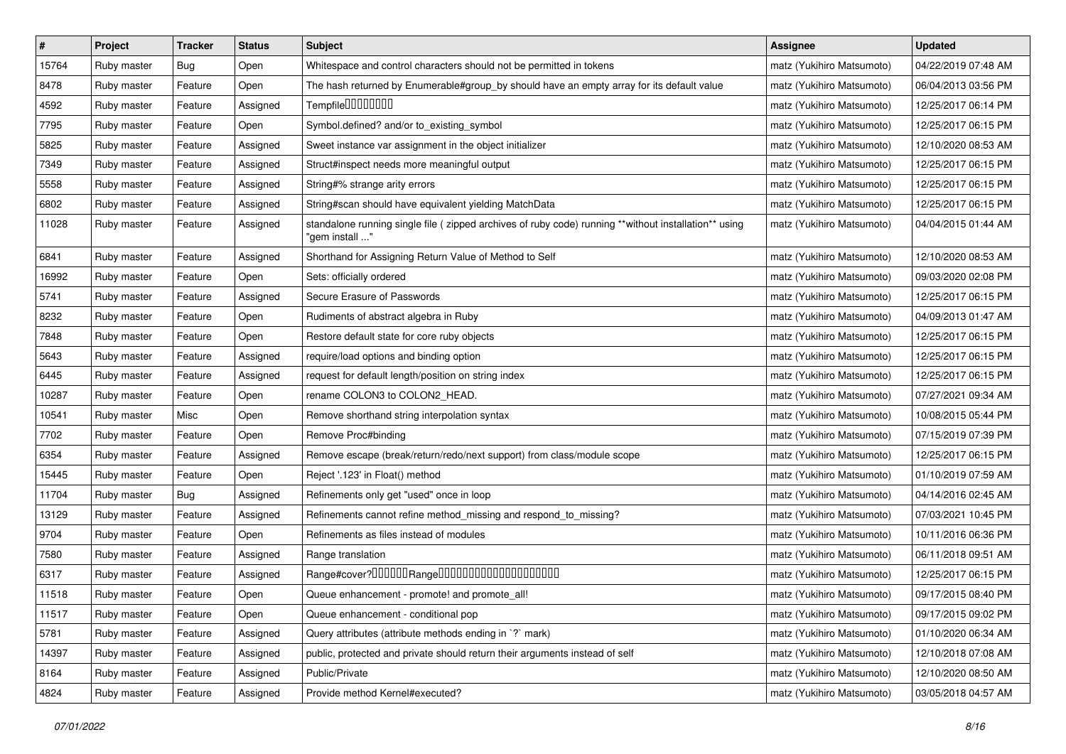| # | Project | Tracker | Status | Subject | Assignee | Updated |
| --- | --- | --- | --- | --- | --- | --- |
| 15764 | Ruby master | Bug | Open | Whitespace and control characters should not be permitted in tokens | matz (Yukihiro Matsumoto) | 04/22/2019 07:48 AM |
| 8478 | Ruby master | Feature | Open | The hash returned by Enumerable#group_by should have an empty array for its default value | matz (Yukihiro Matsumoto) | 06/04/2013 03:56 PM |
| 4592 | Ruby master | Feature | Assigned | Tempfile�������� | matz (Yukihiro Matsumoto) | 12/25/2017 06:14 PM |
| 7795 | Ruby master | Feature | Open | Symbol.defined? and/or to_existing_symbol | matz (Yukihiro Matsumoto) | 12/25/2017 06:15 PM |
| 5825 | Ruby master | Feature | Assigned | Sweet instance var assignment in the object initializer | matz (Yukihiro Matsumoto) | 12/10/2020 08:53 AM |
| 7349 | Ruby master | Feature | Assigned | Struct#inspect needs more meaningful output | matz (Yukihiro Matsumoto) | 12/25/2017 06:15 PM |
| 5558 | Ruby master | Feature | Assigned | String#% strange arity errors | matz (Yukihiro Matsumoto) | 12/25/2017 06:15 PM |
| 6802 | Ruby master | Feature | Assigned | String#scan should have equivalent yielding MatchData | matz (Yukihiro Matsumoto) | 12/25/2017 06:15 PM |
| 11028 | Ruby master | Feature | Assigned | standalone running single file ( zipped archives of ruby code) running **without installation** using "gem install ..." | matz (Yukihiro Matsumoto) | 04/04/2015 01:44 AM |
| 6841 | Ruby master | Feature | Assigned | Shorthand for Assigning Return Value of Method to Self | matz (Yukihiro Matsumoto) | 12/10/2020 08:53 AM |
| 16992 | Ruby master | Feature | Open | Sets: officially ordered | matz (Yukihiro Matsumoto) | 09/03/2020 02:08 PM |
| 5741 | Ruby master | Feature | Assigned | Secure Erasure of Passwords | matz (Yukihiro Matsumoto) | 12/25/2017 06:15 PM |
| 8232 | Ruby master | Feature | Open | Rudiments of abstract algebra in Ruby | matz (Yukihiro Matsumoto) | 04/09/2013 01:47 AM |
| 7848 | Ruby master | Feature | Open | Restore default state for core ruby objects | matz (Yukihiro Matsumoto) | 12/25/2017 06:15 PM |
| 5643 | Ruby master | Feature | Assigned | require/load options and binding option | matz (Yukihiro Matsumoto) | 12/25/2017 06:15 PM |
| 6445 | Ruby master | Feature | Assigned | request for default length/position on string index | matz (Yukihiro Matsumoto) | 12/25/2017 06:15 PM |
| 10287 | Ruby master | Feature | Open | rename COLON3 to COLON2_HEAD. | matz (Yukihiro Matsumoto) | 07/27/2021 09:34 AM |
| 10541 | Ruby master | Misc | Open | Remove shorthand string interpolation syntax | matz (Yukihiro Matsumoto) | 10/08/2015 05:44 PM |
| 7702 | Ruby master | Feature | Open | Remove Proc#binding | matz (Yukihiro Matsumoto) | 07/15/2019 07:39 PM |
| 6354 | Ruby master | Feature | Assigned | Remove escape (break/return/redo/next support) from class/module scope | matz (Yukihiro Matsumoto) | 12/25/2017 06:15 PM |
| 15445 | Ruby master | Feature | Open | Reject '.123' in Float() method | matz (Yukihiro Matsumoto) | 01/10/2019 07:59 AM |
| 11704 | Ruby master | Bug | Assigned | Refinements only get "used" once in loop | matz (Yukihiro Matsumoto) | 04/14/2016 02:45 AM |
| 13129 | Ruby master | Feature | Assigned | Refinements cannot refine method_missing and respond_to_missing? | matz (Yukihiro Matsumoto) | 07/03/2021 10:45 PM |
| 9704 | Ruby master | Feature | Open | Refinements as files instead of modules | matz (Yukihiro Matsumoto) | 10/11/2016 06:36 PM |
| 7580 | Ruby master | Feature | Assigned | Range translation | matz (Yukihiro Matsumoto) | 06/11/2018 09:51 AM |
| 6317 | Ruby master | Feature | Assigned | Range#cover?������Range�������������������� | matz (Yukihiro Matsumoto) | 12/25/2017 06:15 PM |
| 11518 | Ruby master | Feature | Open | Queue enhancement - promote! and promote_all! | matz (Yukihiro Matsumoto) | 09/17/2015 08:40 PM |
| 11517 | Ruby master | Feature | Open | Queue enhancement - conditional pop | matz (Yukihiro Matsumoto) | 09/17/2015 09:02 PM |
| 5781 | Ruby master | Feature | Assigned | Query attributes (attribute methods ending in `?` mark) | matz (Yukihiro Matsumoto) | 01/10/2020 06:34 AM |
| 14397 | Ruby master | Feature | Assigned | public, protected and private should return their arguments instead of self | matz (Yukihiro Matsumoto) | 12/10/2018 07:08 AM |
| 8164 | Ruby master | Feature | Assigned | Public/Private | matz (Yukihiro Matsumoto) | 12/10/2020 08:50 AM |
| 4824 | Ruby master | Feature | Assigned | Provide method Kernel#executed? | matz (Yukihiro Matsumoto) | 03/05/2018 04:57 AM |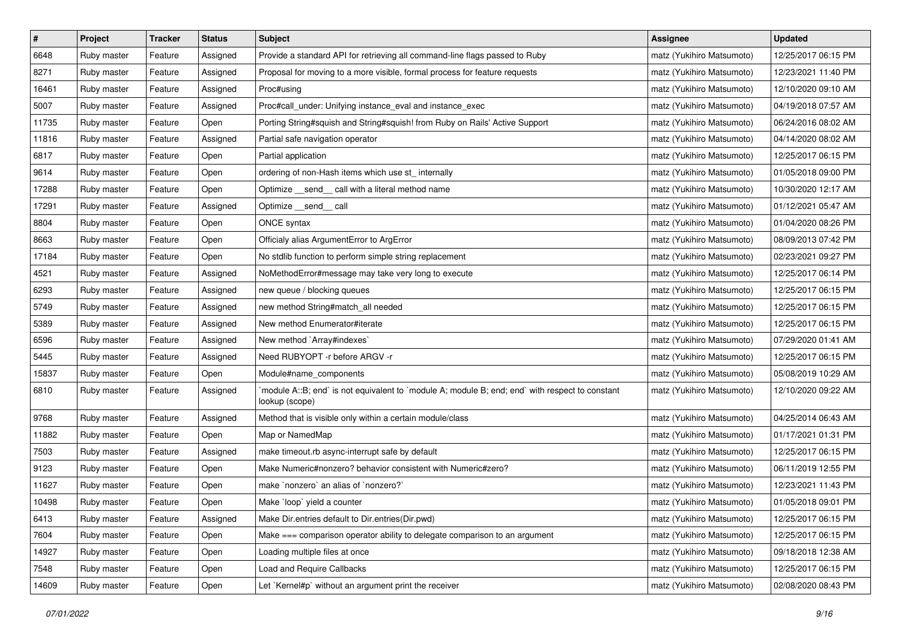| # | Project | Tracker | Status | Subject | Assignee | Updated |
|---|---|---|---|---|---|---|
| 6648 | Ruby master | Feature | Assigned | Provide a standard API for retrieving all command-line flags passed to Ruby | matz (Yukihiro Matsumoto) | 12/25/2017 06:15 PM |
| 8271 | Ruby master | Feature | Assigned | Proposal for moving to a more visible, formal process for feature requests | matz (Yukihiro Matsumoto) | 12/23/2021 11:40 PM |
| 16461 | Ruby master | Feature | Assigned | Proc#using | matz (Yukihiro Matsumoto) | 12/10/2020 09:10 AM |
| 5007 | Ruby master | Feature | Assigned | Proc#call_under: Unifying instance_eval and instance_exec | matz (Yukihiro Matsumoto) | 04/19/2018 07:57 AM |
| 11735 | Ruby master | Feature | Open | Porting String#squish and String#squish! from Ruby on Rails' Active Support | matz (Yukihiro Matsumoto) | 06/24/2016 08:02 AM |
| 11816 | Ruby master | Feature | Assigned | Partial safe navigation operator | matz (Yukihiro Matsumoto) | 04/14/2020 08:02 AM |
| 6817 | Ruby master | Feature | Open | Partial application | matz (Yukihiro Matsumoto) | 12/25/2017 06:15 PM |
| 9614 | Ruby master | Feature | Open | ordering of non-Hash items which use st_ internally | matz (Yukihiro Matsumoto) | 01/05/2018 09:00 PM |
| 17288 | Ruby master | Feature | Open | Optimize __send__ call with a literal method name | matz (Yukihiro Matsumoto) | 10/30/2020 12:17 AM |
| 17291 | Ruby master | Feature | Assigned | Optimize __send__ call | matz (Yukihiro Matsumoto) | 01/12/2021 05:47 AM |
| 8804 | Ruby master | Feature | Open | ONCE syntax | matz (Yukihiro Matsumoto) | 01/04/2020 08:26 PM |
| 8663 | Ruby master | Feature | Open | Officialy alias ArgumentError to ArgError | matz (Yukihiro Matsumoto) | 08/09/2013 07:42 PM |
| 17184 | Ruby master | Feature | Open | No stdlib function to perform simple string replacement | matz (Yukihiro Matsumoto) | 02/23/2021 09:27 PM |
| 4521 | Ruby master | Feature | Assigned | NoMethodError#message may take very long to execute | matz (Yukihiro Matsumoto) | 12/25/2017 06:14 PM |
| 6293 | Ruby master | Feature | Assigned | new queue / blocking queues | matz (Yukihiro Matsumoto) | 12/25/2017 06:15 PM |
| 5749 | Ruby master | Feature | Assigned | new method String#match_all needed | matz (Yukihiro Matsumoto) | 12/25/2017 06:15 PM |
| 5389 | Ruby master | Feature | Assigned | New method Enumerator#iterate | matz (Yukihiro Matsumoto) | 12/25/2017 06:15 PM |
| 6596 | Ruby master | Feature | Assigned | New method `Array#indexes` | matz (Yukihiro Matsumoto) | 07/29/2020 01:41 AM |
| 5445 | Ruby master | Feature | Assigned | Need RUBYOPT -r before ARGV -r | matz (Yukihiro Matsumoto) | 12/25/2017 06:15 PM |
| 15837 | Ruby master | Feature | Open | Module#name_components | matz (Yukihiro Matsumoto) | 05/08/2019 10:29 AM |
| 6810 | Ruby master | Feature | Assigned | `module A::B; end` is not equivalent to `module A; module B; end; end` with respect to constant lookup (scope) | matz (Yukihiro Matsumoto) | 12/10/2020 09:22 AM |
| 9768 | Ruby master | Feature | Assigned | Method that is visible only within a certain module/class | matz (Yukihiro Matsumoto) | 04/25/2014 06:43 AM |
| 11882 | Ruby master | Feature | Open | Map or NamedMap | matz (Yukihiro Matsumoto) | 01/17/2021 01:31 PM |
| 7503 | Ruby master | Feature | Assigned | make timeout.rb async-interrupt safe by default | matz (Yukihiro Matsumoto) | 12/25/2017 06:15 PM |
| 9123 | Ruby master | Feature | Open | Make Numeric#nonzero? behavior consistent with Numeric#zero? | matz (Yukihiro Matsumoto) | 06/11/2019 12:55 PM |
| 11627 | Ruby master | Feature | Open | make `nonzero` an alias of `nonzero?` | matz (Yukihiro Matsumoto) | 12/23/2021 11:43 PM |
| 10498 | Ruby master | Feature | Open | Make `loop` yield a counter | matz (Yukihiro Matsumoto) | 01/05/2018 09:01 PM |
| 6413 | Ruby master | Feature | Assigned | Make Dir.entries default to Dir.entries(Dir.pwd) | matz (Yukihiro Matsumoto) | 12/25/2017 06:15 PM |
| 7604 | Ruby master | Feature | Open | Make === comparison operator ability to delegate comparison to an argument | matz (Yukihiro Matsumoto) | 12/25/2017 06:15 PM |
| 14927 | Ruby master | Feature | Open | Loading multiple files at once | matz (Yukihiro Matsumoto) | 09/18/2018 12:38 AM |
| 7548 | Ruby master | Feature | Open | Load and Require Callbacks | matz (Yukihiro Matsumoto) | 12/25/2017 06:15 PM |
| 14609 | Ruby master | Feature | Open | Let `Kernel#p` without an argument print the receiver | matz (Yukihiro Matsumoto) | 02/08/2020 08:43 PM |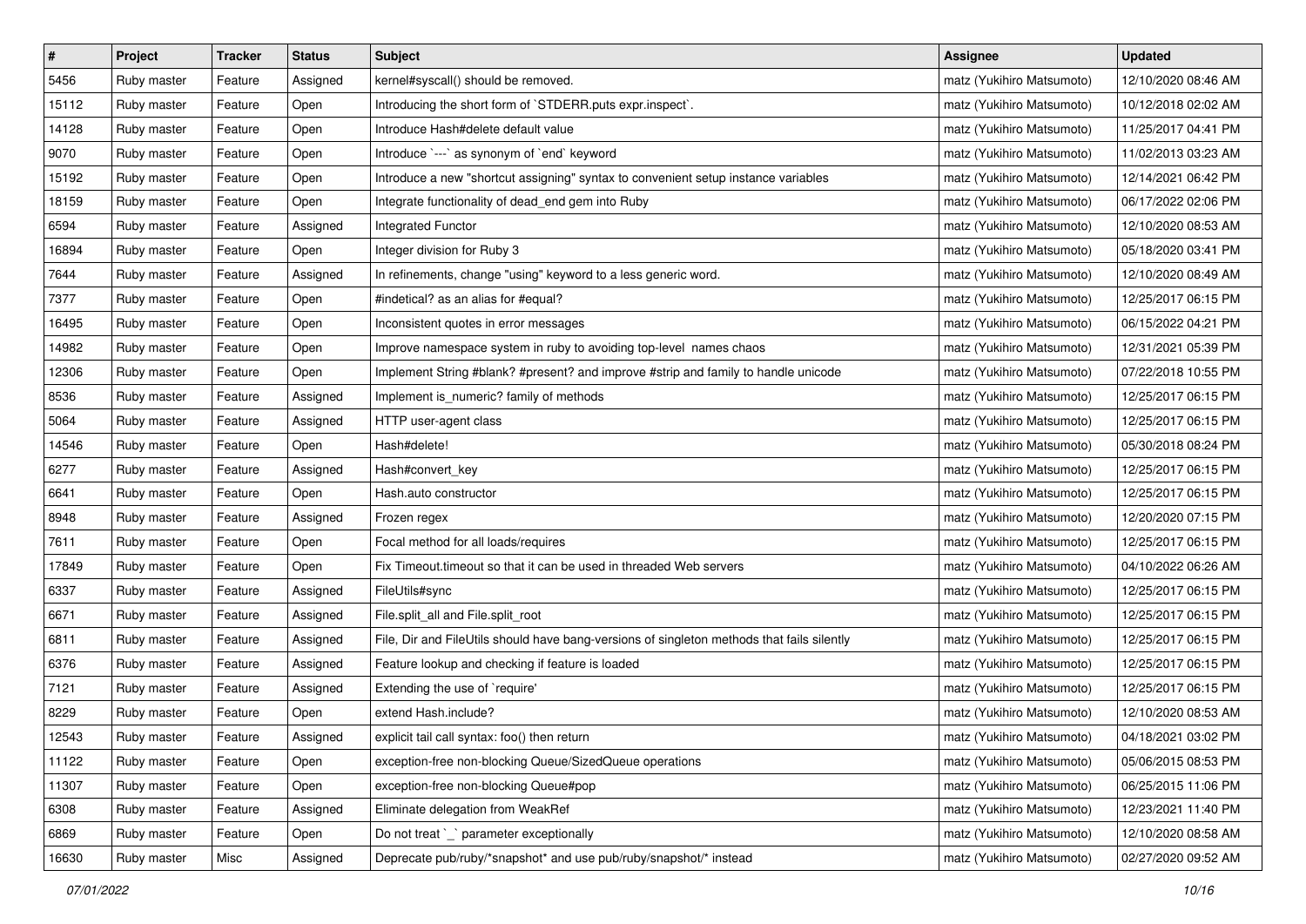| # | Project | Tracker | Status | Subject | Assignee | Updated |
|---|---|---|---|---|---|---|
| 5456 | Ruby master | Feature | Assigned | kernel#syscall() should be removed. | matz (Yukihiro Matsumoto) | 12/10/2020 08:46 AM |
| 15112 | Ruby master | Feature | Open | Introducing the short form of `STDERR.puts expr.inspect`. | matz (Yukihiro Matsumoto) | 10/12/2018 02:02 AM |
| 14128 | Ruby master | Feature | Open | Introduce Hash#delete default value | matz (Yukihiro Matsumoto) | 11/25/2017 04:41 PM |
| 9070 | Ruby master | Feature | Open | Introduce `---` as synonym of `end` keyword | matz (Yukihiro Matsumoto) | 11/02/2013 03:23 AM |
| 15192 | Ruby master | Feature | Open | Introduce a new "shortcut assigning" syntax to convenient setup instance variables | matz (Yukihiro Matsumoto) | 12/14/2021 06:42 PM |
| 18159 | Ruby master | Feature | Open | Integrate functionality of dead_end gem into Ruby | matz (Yukihiro Matsumoto) | 06/17/2022 02:06 PM |
| 6594 | Ruby master | Feature | Assigned | Integrated Functor | matz (Yukihiro Matsumoto) | 12/10/2020 08:53 AM |
| 16894 | Ruby master | Feature | Open | Integer division for Ruby 3 | matz (Yukihiro Matsumoto) | 05/18/2020 03:41 PM |
| 7644 | Ruby master | Feature | Assigned | In refinements, change "using" keyword to a less generic word. | matz (Yukihiro Matsumoto) | 12/10/2020 08:49 AM |
| 7377 | Ruby master | Feature | Open | #indetical? as an alias for #equal? | matz (Yukihiro Matsumoto) | 12/25/2017 06:15 PM |
| 16495 | Ruby master | Feature | Open | Inconsistent quotes in error messages | matz (Yukihiro Matsumoto) | 06/15/2022 04:21 PM |
| 14982 | Ruby master | Feature | Open | Improve namespace system in ruby to avoiding top-level names chaos | matz (Yukihiro Matsumoto) | 12/31/2021 05:39 PM |
| 12306 | Ruby master | Feature | Open | Implement String #blank? #present? and improve #strip and family to handle unicode | matz (Yukihiro Matsumoto) | 07/22/2018 10:55 PM |
| 8536 | Ruby master | Feature | Assigned | Implement is_numeric? family of methods | matz (Yukihiro Matsumoto) | 12/25/2017 06:15 PM |
| 5064 | Ruby master | Feature | Assigned | HTTP user-agent class | matz (Yukihiro Matsumoto) | 12/25/2017 06:15 PM |
| 14546 | Ruby master | Feature | Open | Hash#delete! | matz (Yukihiro Matsumoto) | 05/30/2018 08:24 PM |
| 6277 | Ruby master | Feature | Assigned | Hash#convert_key | matz (Yukihiro Matsumoto) | 12/25/2017 06:15 PM |
| 6641 | Ruby master | Feature | Open | Hash.auto constructor | matz (Yukihiro Matsumoto) | 12/25/2017 06:15 PM |
| 8948 | Ruby master | Feature | Assigned | Frozen regex | matz (Yukihiro Matsumoto) | 12/20/2020 07:15 PM |
| 7611 | Ruby master | Feature | Open | Focal method for all loads/requires | matz (Yukihiro Matsumoto) | 12/25/2017 06:15 PM |
| 17849 | Ruby master | Feature | Open | Fix Timeout.timeout so that it can be used in threaded Web servers | matz (Yukihiro Matsumoto) | 04/10/2022 06:26 AM |
| 6337 | Ruby master | Feature | Assigned | FileUtils#sync | matz (Yukihiro Matsumoto) | 12/25/2017 06:15 PM |
| 6671 | Ruby master | Feature | Assigned | File.split_all and File.split_root | matz (Yukihiro Matsumoto) | 12/25/2017 06:15 PM |
| 6811 | Ruby master | Feature | Assigned | File, Dir and FileUtils should have bang-versions of singleton methods that fails silently | matz (Yukihiro Matsumoto) | 12/25/2017 06:15 PM |
| 6376 | Ruby master | Feature | Assigned | Feature lookup and checking if feature is loaded | matz (Yukihiro Matsumoto) | 12/25/2017 06:15 PM |
| 7121 | Ruby master | Feature | Assigned | Extending the use of `require' | matz (Yukihiro Matsumoto) | 12/25/2017 06:15 PM |
| 8229 | Ruby master | Feature | Open | extend Hash.include? | matz (Yukihiro Matsumoto) | 12/10/2020 08:53 AM |
| 12543 | Ruby master | Feature | Assigned | explicit tail call syntax: foo() then return | matz (Yukihiro Matsumoto) | 04/18/2021 03:02 PM |
| 11122 | Ruby master | Feature | Open | exception-free non-blocking Queue/SizedQueue operations | matz (Yukihiro Matsumoto) | 05/06/2015 08:53 PM |
| 11307 | Ruby master | Feature | Open | exception-free non-blocking Queue#pop | matz (Yukihiro Matsumoto) | 06/25/2015 11:06 PM |
| 6308 | Ruby master | Feature | Assigned | Eliminate delegation from WeakRef | matz (Yukihiro Matsumoto) | 12/23/2021 11:40 PM |
| 6869 | Ruby master | Feature | Open | Do not treat `_` parameter exceptionally | matz (Yukihiro Matsumoto) | 12/10/2020 08:58 AM |
| 16630 | Ruby master | Misc | Assigned | Deprecate pub/ruby/*snapshot* and use pub/ruby/snapshot/* instead | matz (Yukihiro Matsumoto) | 02/27/2020 09:52 AM |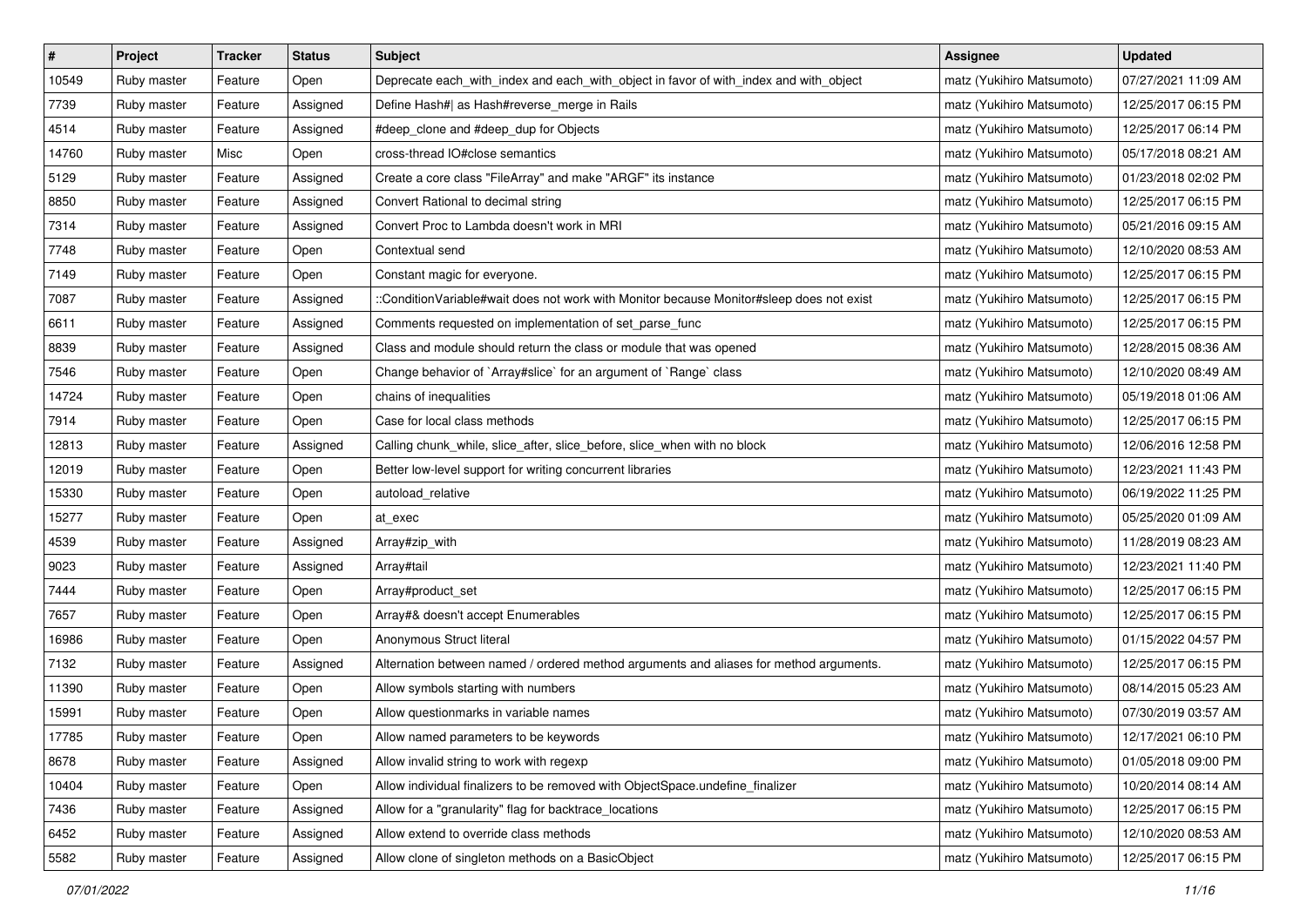| # | Project | Tracker | Status | Subject | Assignee | Updated |
|---|---|---|---|---|---|---|
| 10549 | Ruby master | Feature | Open | Deprecate each_with_index and each_with_object in favor of with_index and with_object | matz (Yukihiro Matsumoto) | 07/27/2021 11:09 AM |
| 7739 | Ruby master | Feature | Assigned | Define Hash#\| as Hash#reverse_merge in Rails | matz (Yukihiro Matsumoto) | 12/25/2017 06:15 PM |
| 4514 | Ruby master | Feature | Assigned | #deep_clone and #deep_dup for Objects | matz (Yukihiro Matsumoto) | 12/25/2017 06:14 PM |
| 14760 | Ruby master | Misc | Open | cross-thread IO#close semantics | matz (Yukihiro Matsumoto) | 05/17/2018 08:21 AM |
| 5129 | Ruby master | Feature | Assigned | Create a core class "FileArray" and make "ARGF" its instance | matz (Yukihiro Matsumoto) | 01/23/2018 02:02 PM |
| 8850 | Ruby master | Feature | Assigned | Convert Rational to decimal string | matz (Yukihiro Matsumoto) | 12/25/2017 06:15 PM |
| 7314 | Ruby master | Feature | Assigned | Convert Proc to Lambda doesn't work in MRI | matz (Yukihiro Matsumoto) | 05/21/2016 09:15 AM |
| 7748 | Ruby master | Feature | Open | Contextual send | matz (Yukihiro Matsumoto) | 12/10/2020 08:53 AM |
| 7149 | Ruby master | Feature | Open | Constant magic for everyone. | matz (Yukihiro Matsumoto) | 12/25/2017 06:15 PM |
| 7087 | Ruby master | Feature | Assigned | ::ConditionVariable#wait does not work with Monitor because Monitor#sleep does not exist | matz (Yukihiro Matsumoto) | 12/25/2017 06:15 PM |
| 6611 | Ruby master | Feature | Assigned | Comments requested on implementation of set_parse_func | matz (Yukihiro Matsumoto) | 12/25/2017 06:15 PM |
| 8839 | Ruby master | Feature | Assigned | Class and module should return the class or module that was opened | matz (Yukihiro Matsumoto) | 12/28/2015 08:36 AM |
| 7546 | Ruby master | Feature | Open | Change behavior of `Array#slice` for an argument of `Range` class | matz (Yukihiro Matsumoto) | 12/10/2020 08:49 AM |
| 14724 | Ruby master | Feature | Open | chains of inequalities | matz (Yukihiro Matsumoto) | 05/19/2018 01:06 AM |
| 7914 | Ruby master | Feature | Open | Case for local class methods | matz (Yukihiro Matsumoto) | 12/25/2017 06:15 PM |
| 12813 | Ruby master | Feature | Assigned | Calling chunk_while, slice_after, slice_before, slice_when with no block | matz (Yukihiro Matsumoto) | 12/06/2016 12:58 PM |
| 12019 | Ruby master | Feature | Open | Better low-level support for writing concurrent libraries | matz (Yukihiro Matsumoto) | 12/23/2021 11:43 PM |
| 15330 | Ruby master | Feature | Open | autoload_relative | matz (Yukihiro Matsumoto) | 06/19/2022 11:25 PM |
| 15277 | Ruby master | Feature | Open | at_exec | matz (Yukihiro Matsumoto) | 05/25/2020 01:09 AM |
| 4539 | Ruby master | Feature | Assigned | Array#zip_with | matz (Yukihiro Matsumoto) | 11/28/2019 08:23 AM |
| 9023 | Ruby master | Feature | Assigned | Array#tail | matz (Yukihiro Matsumoto) | 12/23/2021 11:40 PM |
| 7444 | Ruby master | Feature | Open | Array#product_set | matz (Yukihiro Matsumoto) | 12/25/2017 06:15 PM |
| 7657 | Ruby master | Feature | Open | Array#& doesn't accept Enumerables | matz (Yukihiro Matsumoto) | 12/25/2017 06:15 PM |
| 16986 | Ruby master | Feature | Open | Anonymous Struct literal | matz (Yukihiro Matsumoto) | 01/15/2022 04:57 PM |
| 7132 | Ruby master | Feature | Assigned | Alternation between named / ordered method arguments and aliases for method arguments. | matz (Yukihiro Matsumoto) | 12/25/2017 06:15 PM |
| 11390 | Ruby master | Feature | Open | Allow symbols starting with numbers | matz (Yukihiro Matsumoto) | 08/14/2015 05:23 AM |
| 15991 | Ruby master | Feature | Open | Allow questionmarks in variable names | matz (Yukihiro Matsumoto) | 07/30/2019 03:57 AM |
| 17785 | Ruby master | Feature | Open | Allow named parameters to be keywords | matz (Yukihiro Matsumoto) | 12/17/2021 06:10 PM |
| 8678 | Ruby master | Feature | Assigned | Allow invalid string to work with regexp | matz (Yukihiro Matsumoto) | 01/05/2018 09:00 PM |
| 10404 | Ruby master | Feature | Open | Allow individual finalizers to be removed with ObjectSpace.undefine_finalizer | matz (Yukihiro Matsumoto) | 10/20/2014 08:14 AM |
| 7436 | Ruby master | Feature | Assigned | Allow for a "granularity" flag for backtrace_locations | matz (Yukihiro Matsumoto) | 12/25/2017 06:15 PM |
| 6452 | Ruby master | Feature | Assigned | Allow extend to override class methods | matz (Yukihiro Matsumoto) | 12/10/2020 08:53 AM |
| 5582 | Ruby master | Feature | Assigned | Allow clone of singleton methods on a BasicObject | matz (Yukihiro Matsumoto) | 12/25/2017 06:15 PM |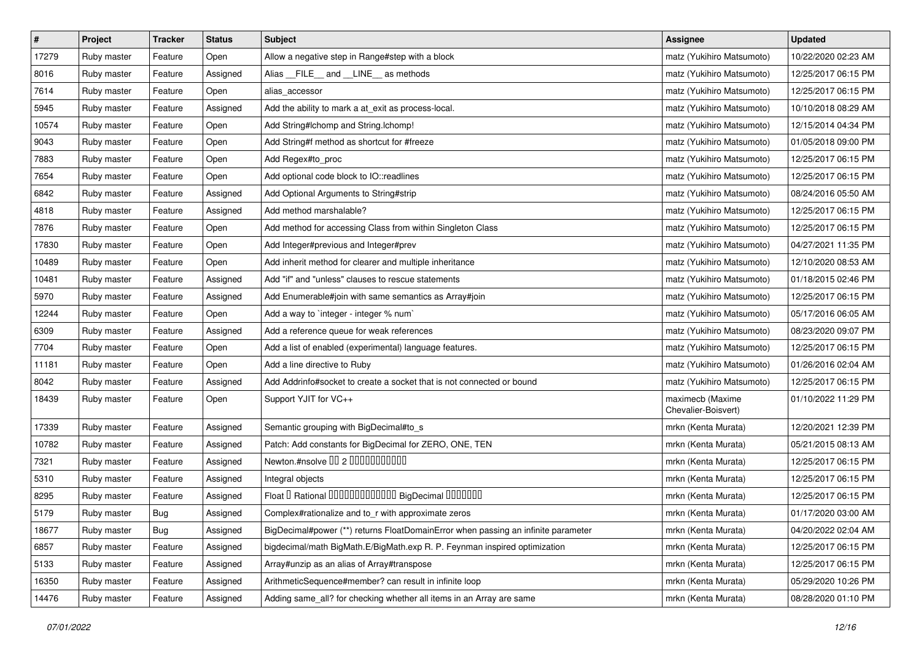| # | Project | Tracker | Status | Subject | Assignee | Updated |
|---|---|---|---|---|---|---|
| 17279 | Ruby master | Feature | Open | Allow a negative step in Range#step with a block | matz (Yukihiro Matsumoto) | 10/22/2020 02:23 AM |
| 8016 | Ruby master | Feature | Assigned | Alias __FILE__ and __LINE__ as methods | matz (Yukihiro Matsumoto) | 12/25/2017 06:15 PM |
| 7614 | Ruby master | Feature | Open | alias_accessor | matz (Yukihiro Matsumoto) | 12/25/2017 06:15 PM |
| 5945 | Ruby master | Feature | Assigned | Add the ability to mark a at_exit as process-local. | matz (Yukihiro Matsumoto) | 10/10/2018 08:29 AM |
| 10574 | Ruby master | Feature | Open | Add String#lchomp and String.lchomp! | matz (Yukihiro Matsumoto) | 12/15/2014 04:34 PM |
| 9043 | Ruby master | Feature | Open | Add String#f method as shortcut for #freeze | matz (Yukihiro Matsumoto) | 01/05/2018 09:00 PM |
| 7883 | Ruby master | Feature | Open | Add Regex#to_proc | matz (Yukihiro Matsumoto) | 12/25/2017 06:15 PM |
| 7654 | Ruby master | Feature | Open | Add optional code block to IO::readlines | matz (Yukihiro Matsumoto) | 12/25/2017 06:15 PM |
| 6842 | Ruby master | Feature | Assigned | Add Optional Arguments to String#strip | matz (Yukihiro Matsumoto) | 08/24/2016 05:50 AM |
| 4818 | Ruby master | Feature | Assigned | Add method marshalable? | matz (Yukihiro Matsumoto) | 12/25/2017 06:15 PM |
| 7876 | Ruby master | Feature | Open | Add method for accessing Class from within Singleton Class | matz (Yukihiro Matsumoto) | 12/25/2017 06:15 PM |
| 17830 | Ruby master | Feature | Open | Add Integer#previous and Integer#prev | matz (Yukihiro Matsumoto) | 04/27/2021 11:35 PM |
| 10489 | Ruby master | Feature | Open | Add inherit method for clearer and multiple inheritance | matz (Yukihiro Matsumoto) | 12/10/2020 08:53 AM |
| 10481 | Ruby master | Feature | Assigned | Add "if" and "unless" clauses to rescue statements | matz (Yukihiro Matsumoto) | 01/18/2015 02:46 PM |
| 5970 | Ruby master | Feature | Assigned | Add Enumerable#join with same semantics as Array#join | matz (Yukihiro Matsumoto) | 12/25/2017 06:15 PM |
| 12244 | Ruby master | Feature | Open | Add a way to `integer - integer % num` | matz (Yukihiro Matsumoto) | 05/17/2016 06:05 AM |
| 6309 | Ruby master | Feature | Assigned | Add a reference queue for weak references | matz (Yukihiro Matsumoto) | 08/23/2020 09:07 PM |
| 7704 | Ruby master | Feature | Open | Add a list of enabled (experimental) language features. | matz (Yukihiro Matsumoto) | 12/25/2017 06:15 PM |
| 11181 | Ruby master | Feature | Open | Add a line directive to Ruby | matz (Yukihiro Matsumoto) | 01/26/2016 02:04 AM |
| 8042 | Ruby master | Feature | Assigned | Add Addrinfo#socket to create a socket that is not connected or bound | matz (Yukihiro Matsumoto) | 12/25/2017 06:15 PM |
| 18439 | Ruby master | Feature | Open | Support YJIT for VC++ | maximecb (Maxime Chevalier-Boisvert) | 01/10/2022 11:29 PM |
| 17339 | Ruby master | Feature | Assigned | Semantic grouping with BigDecimal#to_s | mrkn (Kenta Murata) | 12/20/2021 12:39 PM |
| 10782 | Ruby master | Feature | Assigned | Patch: Add constants for BigDecimal for ZERO, ONE, TEN | mrkn (Kenta Murata) | 05/21/2015 08:13 AM |
| 7321 | Ruby master | Feature | Assigned | Newton.#nsolve ￿￿ 2 ￿￿￿￿￿￿￿￿￿￿￿ | mrkn (Kenta Murata) | 12/25/2017 06:15 PM |
| 5310 | Ruby master | Feature | Assigned | Integral objects | mrkn (Kenta Murata) | 12/25/2017 06:15 PM |
| 8295 | Ruby master | Feature | Assigned | Float ￿ Rational ￿￿￿￿￿￿￿￿￿￿￿￿￿ BigDecimal ￿￿￿￿￿￿￿ | mrkn (Kenta Murata) | 12/25/2017 06:15 PM |
| 5179 | Ruby master | Bug | Assigned | Complex#rationalize and to_r with approximate zeros | mrkn (Kenta Murata) | 01/17/2020 03:00 AM |
| 18677 | Ruby master | Bug | Assigned | BigDecimal#power (**) returns FloatDomainError when passing an infinite parameter | mrkn (Kenta Murata) | 04/20/2022 02:04 AM |
| 6857 | Ruby master | Feature | Assigned | bigdecimal/math BigMath.E/BigMath.exp R. P. Feynman inspired optimization | mrkn (Kenta Murata) | 12/25/2017 06:15 PM |
| 5133 | Ruby master | Feature | Assigned | Array#unzip as an alias of Array#transpose | mrkn (Kenta Murata) | 12/25/2017 06:15 PM |
| 16350 | Ruby master | Feature | Assigned | ArithmeticSequence#member? can result in infinite loop | mrkn (Kenta Murata) | 05/29/2020 10:26 PM |
| 14476 | Ruby master | Feature | Assigned | Adding same_all? for checking whether all items in an Array are same | mrkn (Kenta Murata) | 08/28/2020 01:10 PM |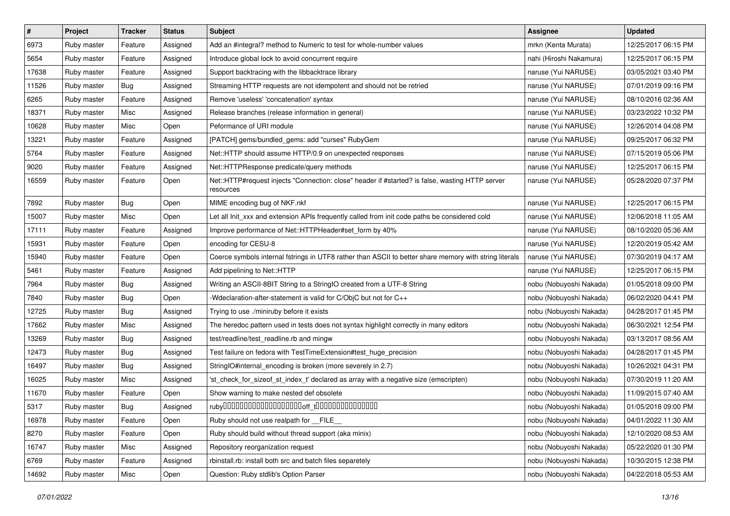| # | Project | Tracker | Status | Subject | Assignee | Updated |
|---|---|---|---|---|---|---|
| 6973 | Ruby master | Feature | Assigned | Add an #integral? method to Numeric to test for whole-number values | mrkn (Kenta Murata) | 12/25/2017 06:15 PM |
| 5654 | Ruby master | Feature | Assigned | Introduce global lock to avoid concurrent require | nahi (Hiroshi Nakamura) | 12/25/2017 06:15 PM |
| 17638 | Ruby master | Feature | Assigned | Support backtracing with the libbacktrace library | naruse (Yui NARUSE) | 03/05/2021 03:40 PM |
| 11526 | Ruby master | Bug | Assigned | Streaming HTTP requests are not idempotent and should not be retried | naruse (Yui NARUSE) | 07/01/2019 09:16 PM |
| 6265 | Ruby master | Feature | Assigned | Remove 'useless' 'concatenation' syntax | naruse (Yui NARUSE) | 08/10/2016 02:36 AM |
| 18371 | Ruby master | Misc | Assigned | Release branches (release information in general) | naruse (Yui NARUSE) | 03/23/2022 10:32 PM |
| 10628 | Ruby master | Misc | Open | Peformance of URI module | naruse (Yui NARUSE) | 12/26/2014 04:08 PM |
| 13221 | Ruby master | Feature | Assigned | [PATCH] gems/bundled_gems: add "curses" RubyGem | naruse (Yui NARUSE) | 09/25/2017 06:32 PM |
| 5764 | Ruby master | Feature | Assigned | Net::HTTP should assume HTTP/0.9 on unexpected responses | naruse (Yui NARUSE) | 07/15/2019 05:06 PM |
| 9020 | Ruby master | Feature | Assigned | Net::HTTPResponse predicate/query methods | naruse (Yui NARUSE) | 12/25/2017 06:15 PM |
| 16559 | Ruby master | Feature | Open | Net::HTTP#request injects "Connection: close" header if #started? is false, wasting HTTP server resources | naruse (Yui NARUSE) | 05/28/2020 07:37 PM |
| 7892 | Ruby master | Bug | Open | MIME encoding bug of NKF.nkf | naruse (Yui NARUSE) | 12/25/2017 06:15 PM |
| 15007 | Ruby master | Misc | Open | Let all Init_xxx and extension APIs frequently called from init code paths be considered cold | naruse (Yui NARUSE) | 12/06/2018 11:05 AM |
| 17111 | Ruby master | Feature | Assigned | Improve performance of Net::HTTPHeader#set_form by 40% | naruse (Yui NARUSE) | 08/10/2020 05:36 AM |
| 15931 | Ruby master | Feature | Open | encoding for CESU-8 | naruse (Yui NARUSE) | 12/20/2019 05:42 AM |
| 15940 | Ruby master | Feature | Open | Coerce symbols internal fstrings in UTF8 rather than ASCII to better share memory with string literals | naruse (Yui NARUSE) | 07/30/2019 04:17 AM |
| 5461 | Ruby master | Feature | Assigned | Add pipelining to Net::HTTP | naruse (Yui NARUSE) | 12/25/2017 06:15 PM |
| 7964 | Ruby master | Bug | Assigned | Writing an ASCII-8BIT String to a StringIO created from a UTF-8 String | nobu (Nobuyoshi Nakada) | 01/05/2018 09:00 PM |
| 7840 | Ruby master | Bug | Open | -Wdeclaration-after-statement is valid for C/ObjC but not for C++ | nobu (Nobuyoshi Nakada) | 06/02/2020 04:41 PM |
| 12725 | Ruby master | Bug | Assigned | Trying to use ./miniruby before it exists | nobu (Nobuyoshi Nakada) | 04/28/2017 01:45 PM |
| 17662 | Ruby master | Misc | Assigned | The heredoc pattern used in tests does not syntax highlight correctly in many editors | nobu (Nobuyoshi Nakada) | 06/30/2021 12:54 PM |
| 13269 | Ruby master | Bug | Assigned | test/readline/test_readline.rb and mingw | nobu (Nobuyoshi Nakada) | 03/13/2017 08:56 AM |
| 12473 | Ruby master | Bug | Assigned | Test failure on fedora with TestTimeExtension#test_huge_precision | nobu (Nobuyoshi Nakada) | 04/28/2017 01:45 PM |
| 16497 | Ruby master | Bug | Assigned | StringIO#internal_encoding is broken (more severely in 2.7) | nobu (Nobuyoshi Nakada) | 10/26/2021 04:31 PM |
| 16025 | Ruby master | Misc | Assigned | 'st_check_for_sizeof_st_index_t' declared as array with a negative size (emscripten) | nobu (Nobuyoshi Nakada) | 07/30/2019 11:20 AM |
| 11670 | Ruby master | Feature | Open | Show warning to make nested def obsolete | nobu (Nobuyoshi Nakada) | 11/09/2015 07:40 AM |
| 5317 | Ruby master | Bug | Assigned | ruby����������������������off_t�������������� | nobu (Nobuyoshi Nakada) | 01/05/2018 09:00 PM |
| 16978 | Ruby master | Feature | Open | Ruby should not use realpath for __FILE__ | nobu (Nobuyoshi Nakada) | 04/01/2022 11:30 AM |
| 8270 | Ruby master | Feature | Open | Ruby should build without thread support (aka minix) | nobu (Nobuyoshi Nakada) | 12/10/2020 08:53 AM |
| 16747 | Ruby master | Misc | Assigned | Repository reorganization request | nobu (Nobuyoshi Nakada) | 05/22/2020 01:30 PM |
| 6769 | Ruby master | Feature | Assigned | rbinstall.rb: install both src and batch files separetely | nobu (Nobuyoshi Nakada) | 10/30/2015 12:38 PM |
| 14692 | Ruby master | Misc | Open | Question: Ruby stdlib's Option Parser | nobu (Nobuyoshi Nakada) | 04/22/2018 05:53 AM |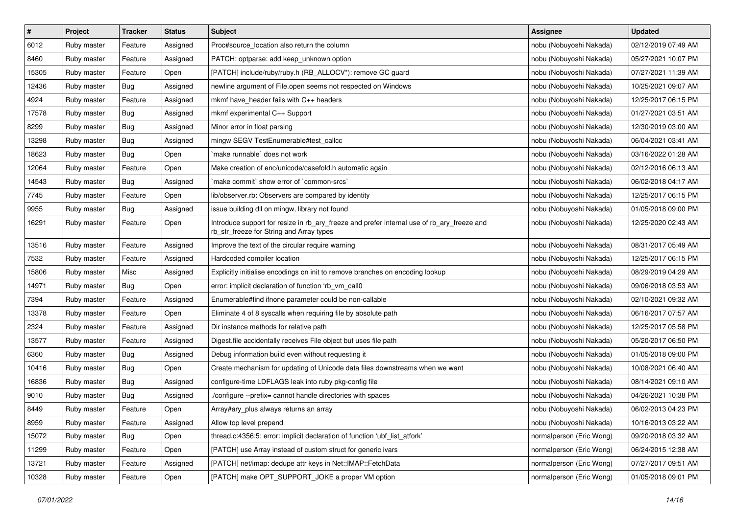| # | Project | Tracker | Status | Subject | Assignee | Updated |
|---|---|---|---|---|---|---|
| 6012 | Ruby master | Feature | Assigned | Proc#source_location also return the column | nobu (Nobuyoshi Nakada) | 02/12/2019 07:49 AM |
| 8460 | Ruby master | Feature | Assigned | PATCH: optparse: add keep_unknown option | nobu (Nobuyoshi Nakada) | 05/27/2021 10:07 PM |
| 15305 | Ruby master | Feature | Open | [PATCH] include/ruby/ruby.h (RB_ALLOCV*): remove GC guard | nobu (Nobuyoshi Nakada) | 07/27/2021 11:39 AM |
| 12436 | Ruby master | Bug | Assigned | newline argument of File.open seems not respected on Windows | nobu (Nobuyoshi Nakada) | 10/25/2021 09:07 AM |
| 4924 | Ruby master | Feature | Assigned | mkmf have_header fails with C++ headers | nobu (Nobuyoshi Nakada) | 12/25/2017 06:15 PM |
| 17578 | Ruby master | Bug | Assigned | mkmf experimental C++ Support | nobu (Nobuyoshi Nakada) | 01/27/2021 03:51 AM |
| 8299 | Ruby master | Bug | Assigned | Minor error in float parsing | nobu (Nobuyoshi Nakada) | 12/30/2019 03:00 AM |
| 13298 | Ruby master | Bug | Assigned | mingw SEGV TestEnumerable#test_callcc | nobu (Nobuyoshi Nakada) | 06/04/2021 03:41 AM |
| 18623 | Ruby master | Bug | Open | `make runnable` does not work | nobu (Nobuyoshi Nakada) | 03/16/2022 01:28 AM |
| 12064 | Ruby master | Feature | Open | Make creation of enc/unicode/casefold.h automatic again | nobu (Nobuyoshi Nakada) | 02/12/2016 06:13 AM |
| 14543 | Ruby master | Bug | Assigned | `make commit` show error of `common-srcs` | nobu (Nobuyoshi Nakada) | 06/02/2018 04:17 AM |
| 7745 | Ruby master | Feature | Open | lib/observer.rb: Observers are compared by identity | nobu (Nobuyoshi Nakada) | 12/25/2017 06:15 PM |
| 9955 | Ruby master | Bug | Assigned | issue building dll on mingw, library not found | nobu (Nobuyoshi Nakada) | 01/05/2018 09:00 PM |
| 16291 | Ruby master | Feature | Open | Introduce support for resize in rb_ary_freeze and prefer internal use of rb_ary_freeze and rb_str_freeze for String and Array types | nobu (Nobuyoshi Nakada) | 12/25/2020 02:43 AM |
| 13516 | Ruby master | Feature | Assigned | Improve the text of the circular require warning | nobu (Nobuyoshi Nakada) | 08/31/2017 05:49 AM |
| 7532 | Ruby master | Feature | Assigned | Hardcoded compiler location | nobu (Nobuyoshi Nakada) | 12/25/2017 06:15 PM |
| 15806 | Ruby master | Misc | Assigned | Explicitly initialise encodings on init to remove branches on encoding lookup | nobu (Nobuyoshi Nakada) | 08/29/2019 04:29 AM |
| 14971 | Ruby master | Bug | Open | error: implicit declaration of function 'rb_vm_call0 | nobu (Nobuyoshi Nakada) | 09/06/2018 03:53 AM |
| 7394 | Ruby master | Feature | Assigned | Enumerable#find ifnone parameter could be non-callable | nobu (Nobuyoshi Nakada) | 02/10/2021 09:32 AM |
| 13378 | Ruby master | Feature | Open | Eliminate 4 of 8 syscalls when requiring file by absolute path | nobu (Nobuyoshi Nakada) | 06/16/2017 07:57 AM |
| 2324 | Ruby master | Feature | Assigned | Dir instance methods for relative path | nobu (Nobuyoshi Nakada) | 12/25/2017 05:58 PM |
| 13577 | Ruby master | Feature | Assigned | Digest.file accidentally receives File object but uses file path | nobu (Nobuyoshi Nakada) | 05/20/2017 06:50 PM |
| 6360 | Ruby master | Bug | Assigned | Debug information build even without requesting it | nobu (Nobuyoshi Nakada) | 01/05/2018 09:00 PM |
| 10416 | Ruby master | Bug | Open | Create mechanism for updating of Unicode data files downstreams when we want | nobu (Nobuyoshi Nakada) | 10/08/2021 06:40 AM |
| 16836 | Ruby master | Bug | Assigned | configure-time LDFLAGS leak into ruby pkg-config file | nobu (Nobuyoshi Nakada) | 08/14/2021 09:10 AM |
| 9010 | Ruby master | Bug | Assigned | ./configure --prefix= cannot handle directories with spaces | nobu (Nobuyoshi Nakada) | 04/26/2021 10:38 PM |
| 8449 | Ruby master | Feature | Open | Array#ary_plus always returns an array | nobu (Nobuyoshi Nakada) | 06/02/2013 04:23 PM |
| 8959 | Ruby master | Feature | Assigned | Allow top level prepend | nobu (Nobuyoshi Nakada) | 10/16/2013 03:22 AM |
| 15072 | Ruby master | Bug | Open | thread.c:4356:5: error: implicit declaration of function 'ubf_list_atfork' | normalperson (Eric Wong) | 09/20/2018 03:32 AM |
| 11299 | Ruby master | Feature | Open | [PATCH] use Array instead of custom struct for generic ivars | normalperson (Eric Wong) | 06/24/2015 12:38 AM |
| 13721 | Ruby master | Feature | Assigned | [PATCH] net/imap: dedupe attr keys in Net::IMAP::FetchData | normalperson (Eric Wong) | 07/27/2017 09:51 AM |
| 10328 | Ruby master | Feature | Open | [PATCH] make OPT_SUPPORT_JOKE a proper VM option | normalperson (Eric Wong) | 01/05/2018 09:01 PM |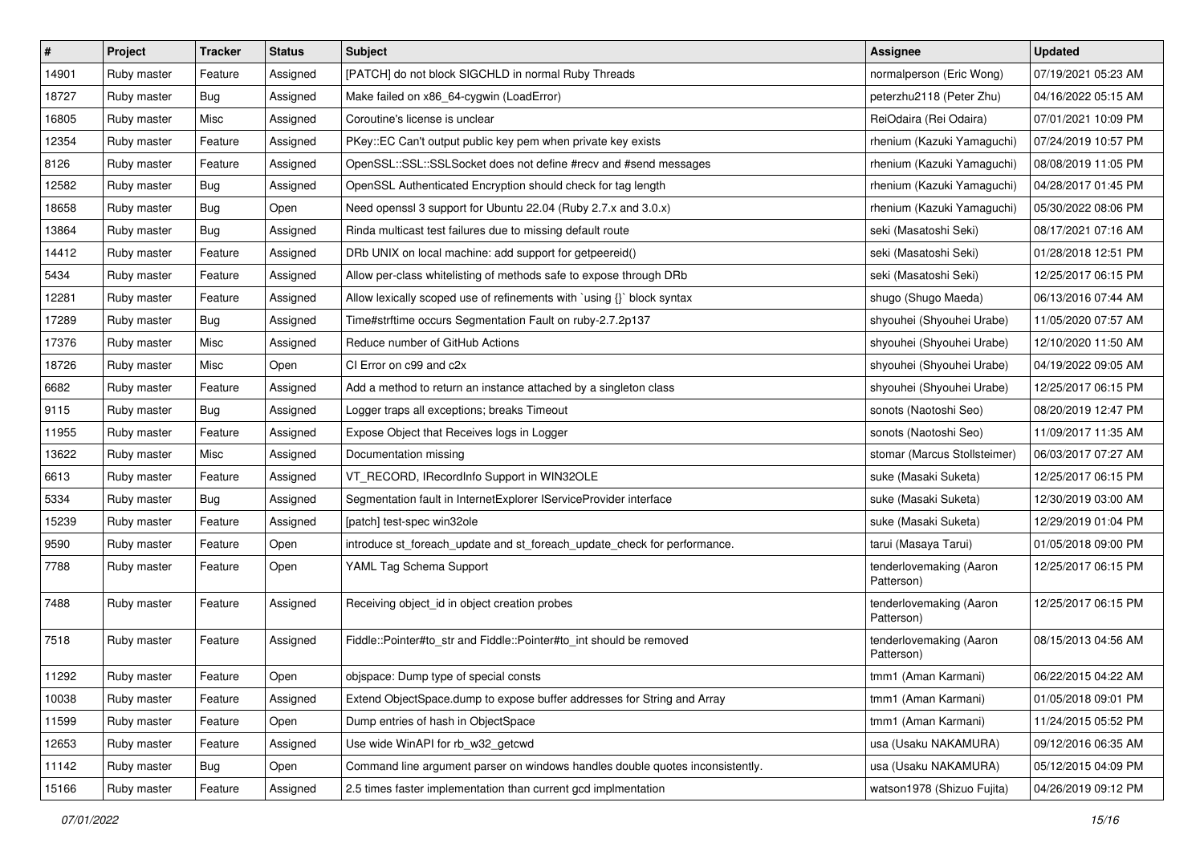| # | Project | Tracker | Status | Subject | Assignee | Updated |
|---|---|---|---|---|---|---|
| 14901 | Ruby master | Feature | Assigned | [PATCH] do not block SIGCHLD in normal Ruby Threads | normalperson (Eric Wong) | 07/19/2021 05:23 AM |
| 18727 | Ruby master | Bug | Assigned | Make failed on x86_64-cygwin (LoadError) | peterzhu2118 (Peter Zhu) | 04/16/2022 05:15 AM |
| 16805 | Ruby master | Misc | Assigned | Coroutine's license is unclear | ReiOdaira (Rei Odaira) | 07/01/2021 10:09 PM |
| 12354 | Ruby master | Feature | Assigned | PKey::EC Can't output public key pem when private key exists | rhenium (Kazuki Yamaguchi) | 07/24/2019 10:57 PM |
| 8126 | Ruby master | Feature | Assigned | OpenSSL::SSL::SSLSocket does not define #recv and #send messages | rhenium (Kazuki Yamaguchi) | 08/08/2019 11:05 PM |
| 12582 | Ruby master | Bug | Assigned | OpenSSL Authenticated Encryption should check for tag length | rhenium (Kazuki Yamaguchi) | 04/28/2017 01:45 PM |
| 18658 | Ruby master | Bug | Open | Need openssl 3 support for Ubuntu 22.04 (Ruby 2.7.x and 3.0.x) | rhenium (Kazuki Yamaguchi) | 05/30/2022 08:06 PM |
| 13864 | Ruby master | Bug | Assigned | Rinda multicast test failures due to missing default route | seki (Masatoshi Seki) | 08/17/2021 07:16 AM |
| 14412 | Ruby master | Feature | Assigned | DRb UNIX on local machine: add support for getpeereid() | seki (Masatoshi Seki) | 01/28/2018 12:51 PM |
| 5434 | Ruby master | Feature | Assigned | Allow per-class whitelisting of methods safe to expose through DRb | seki (Masatoshi Seki) | 12/25/2017 06:15 PM |
| 12281 | Ruby master | Feature | Assigned | Allow lexically scoped use of refinements with `using {}` block syntax | shugo (Shugo Maeda) | 06/13/2016 07:44 AM |
| 17289 | Ruby master | Bug | Assigned | Time#strftime occurs Segmentation Fault on ruby-2.7.2p137 | shyouhei (Shyouhei Urabe) | 11/05/2020 07:57 AM |
| 17376 | Ruby master | Misc | Assigned | Reduce number of GitHub Actions | shyouhei (Shyouhei Urabe) | 12/10/2020 11:50 AM |
| 18726 | Ruby master | Misc | Open | CI Error on c99 and c2x | shyouhei (Shyouhei Urabe) | 04/19/2022 09:05 AM |
| 6682 | Ruby master | Feature | Assigned | Add a method to return an instance attached by a singleton class | shyouhei (Shyouhei Urabe) | 12/25/2017 06:15 PM |
| 9115 | Ruby master | Bug | Assigned | Logger traps all exceptions; breaks Timeout | sonots (Naotoshi Seo) | 08/20/2019 12:47 PM |
| 11955 | Ruby master | Feature | Assigned | Expose Object that Receives logs in Logger | sonots (Naotoshi Seo) | 11/09/2017 11:35 AM |
| 13622 | Ruby master | Misc | Assigned | Documentation missing | stomar (Marcus Stollsteimer) | 06/03/2017 07:27 AM |
| 6613 | Ruby master | Feature | Assigned | VT_RECORD, IRecordInfo Support in WIN32OLE | suke (Masaki Suketa) | 12/25/2017 06:15 PM |
| 5334 | Ruby master | Bug | Assigned | Segmentation fault in InternetExplorer IServiceProvider interface | suke (Masaki Suketa) | 12/30/2019 03:00 AM |
| 15239 | Ruby master | Feature | Assigned | [patch] test-spec win32ole | suke (Masaki Suketa) | 12/29/2019 01:04 PM |
| 9590 | Ruby master | Feature | Open | introduce st_foreach_update and st_foreach_update_check for performance. | tarui (Masaya Tarui) | 01/05/2018 09:00 PM |
| 7788 | Ruby master | Feature | Open | YAML Tag Schema Support | tenderlovemaking (Aaron Patterson) | 12/25/2017 06:15 PM |
| 7488 | Ruby master | Feature | Assigned | Receiving object_id in object creation probes | tenderlovemaking (Aaron Patterson) | 12/25/2017 06:15 PM |
| 7518 | Ruby master | Feature | Assigned | Fiddle::Pointer#to_str and Fiddle::Pointer#to_int should be removed | tenderlovemaking (Aaron Patterson) | 08/15/2013 04:56 AM |
| 11292 | Ruby master | Feature | Open | objspace: Dump type of special consts | tmm1 (Aman Karmani) | 06/22/2015 04:22 AM |
| 10038 | Ruby master | Feature | Assigned | Extend ObjectSpace.dump to expose buffer addresses for String and Array | tmm1 (Aman Karmani) | 01/05/2018 09:01 PM |
| 11599 | Ruby master | Feature | Open | Dump entries of hash in ObjectSpace | tmm1 (Aman Karmani) | 11/24/2015 05:52 PM |
| 12653 | Ruby master | Feature | Assigned | Use wide WinAPI for rb_w32_getcwd | usa (Usaku NAKAMURA) | 09/12/2016 06:35 AM |
| 11142 | Ruby master | Bug | Open | Command line argument parser on windows handles double quotes inconsistently. | usa (Usaku NAKAMURA) | 05/12/2015 04:09 PM |
| 15166 | Ruby master | Feature | Assigned | 2.5 times faster implementation than current gcd implmentation | watson1978 (Shizuo Fujita) | 04/26/2019 09:12 PM |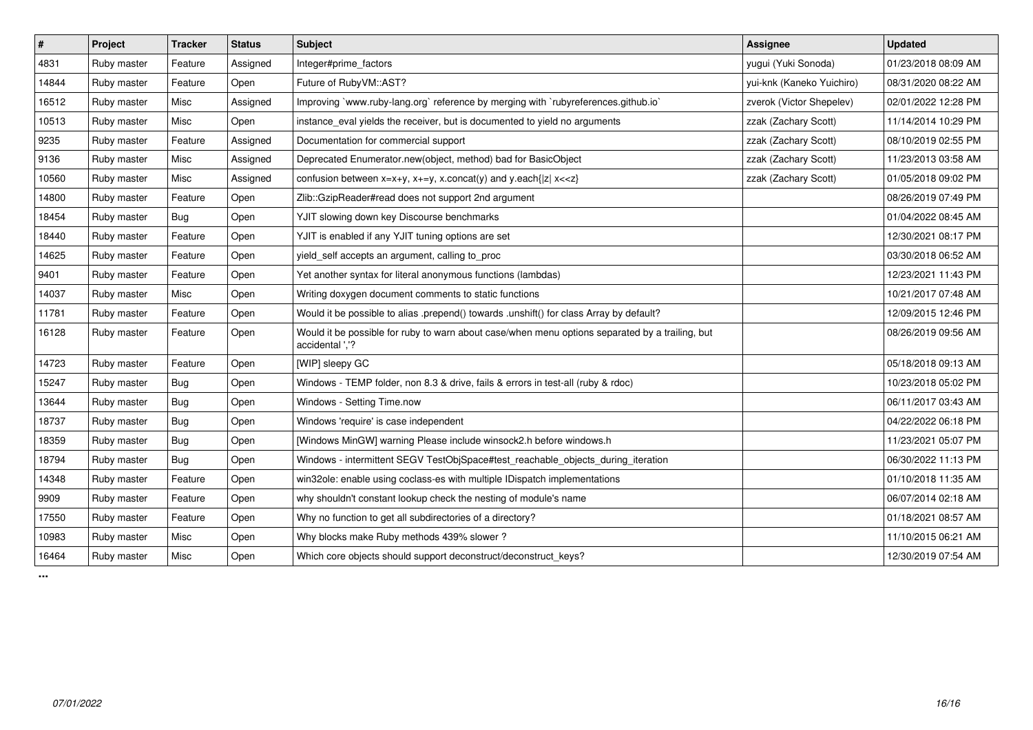| # | Project | Tracker | Status | Subject | Assignee | Updated |
|---|---|---|---|---|---|---|
| 4831 | Ruby master | Feature | Assigned | Integer#prime_factors | yugui (Yuki Sonoda) | 01/23/2018 08:09 AM |
| 14844 | Ruby master | Feature | Open | Future of RubyVM::AST? | yui-knk (Kaneko Yuichiro) | 08/31/2020 08:22 AM |
| 16512 | Ruby master | Misc | Assigned | Improving `www.ruby-lang.org` reference by merging with `rubyreferences.github.io` | zverok (Victor Shepelev) | 02/01/2022 12:28 PM |
| 10513 | Ruby master | Misc | Open | instance_eval yields the receiver, but is documented to yield no arguments | zzak (Zachary Scott) | 11/14/2014 10:29 PM |
| 9235 | Ruby master | Feature | Assigned | Documentation for commercial support | zzak (Zachary Scott) | 08/10/2019 02:55 PM |
| 9136 | Ruby master | Misc | Assigned | Deprecated Enumerator.new(object, method) bad for BasicObject | zzak (Zachary Scott) | 11/23/2013 03:58 AM |
| 10560 | Ruby master | Misc | Assigned | confusion between x=x+y, x+=y, x.concat(y) and y.each{\|z\| x<<z} | zzak (Zachary Scott) | 01/05/2018 09:02 PM |
| 14800 | Ruby master | Feature | Open | Zlib::GzipReader#read does not support 2nd argument | | 08/26/2019 07:49 PM |
| 18454 | Ruby master | Bug | Open | YJIT slowing down key Discourse benchmarks | | 01/04/2022 08:45 AM |
| 18440 | Ruby master | Feature | Open | YJIT is enabled if any YJIT tuning options are set | | 12/30/2021 08:17 PM |
| 14625 | Ruby master | Feature | Open | yield_self accepts an argument, calling to_proc | | 03/30/2018 06:52 AM |
| 9401 | Ruby master | Feature | Open | Yet another syntax for literal anonymous functions (lambdas) | | 12/23/2021 11:43 PM |
| 14037 | Ruby master | Misc | Open | Writing doxygen document comments to static functions | | 10/21/2017 07:48 AM |
| 11781 | Ruby master | Feature | Open | Would it be possible to alias .prepend() towards .unshift() for class Array by default? | | 12/09/2015 12:46 PM |
| 16128 | Ruby master | Feature | Open | Would it be possible for ruby to warn about case/when menu options separated by a trailing, but accidental ','? | | 08/26/2019 09:56 AM |
| 14723 | Ruby master | Feature | Open | [WIP] sleepy GC | | 05/18/2018 09:13 AM |
| 15247 | Ruby master | Bug | Open | Windows - TEMP folder, non 8.3 & drive, fails & errors in test-all (ruby & rdoc) | | 10/23/2018 05:02 PM |
| 13644 | Ruby master | Bug | Open | Windows - Setting Time.now | | 06/11/2017 03:43 AM |
| 18737 | Ruby master | Bug | Open | Windows 'require' is case independent | | 04/22/2022 06:18 PM |
| 18359 | Ruby master | Bug | Open | [Windows MinGW] warning Please include winsock2.h before windows.h | | 11/23/2021 05:07 PM |
| 18794 | Ruby master | Bug | Open | Windows - intermittent SEGV TestObjSpace#test_reachable_objects_during_iteration | | 06/30/2022 11:13 PM |
| 14348 | Ruby master | Feature | Open | win32ole: enable using coclass-es with multiple IDispatch implementations | | 01/10/2018 11:35 AM |
| 9909 | Ruby master | Feature | Open | why shouldn't constant lookup check the nesting of module's name | | 06/07/2014 02:18 AM |
| 17550 | Ruby master | Feature | Open | Why no function to get all subdirectories of a directory? | | 01/18/2021 08:57 AM |
| 10983 | Ruby master | Misc | Open | Why blocks make Ruby methods 439% slower ? | | 11/10/2015 06:21 AM |
| 16464 | Ruby master | Misc | Open | Which core objects should support deconstruct/deconstruct_keys? | | 12/30/2019 07:54 AM |

...